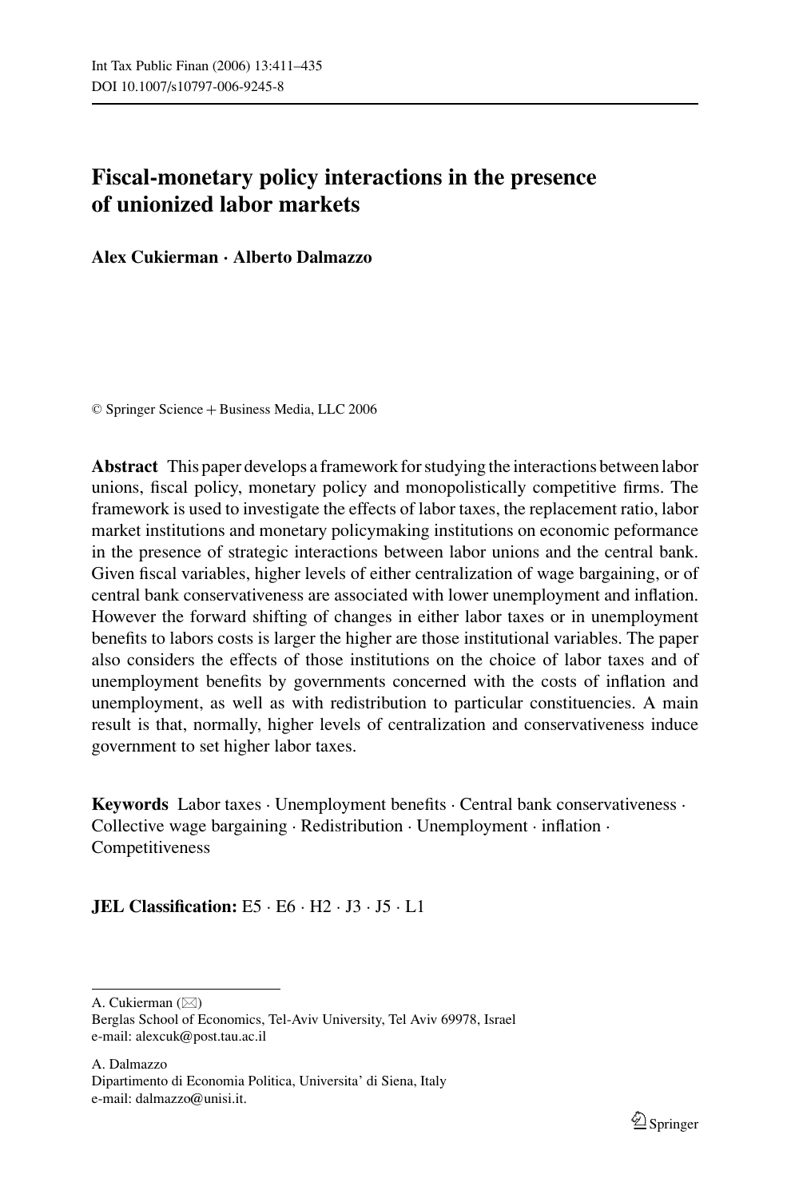# Fiscal-monetary policy interactions in the presence of unionized labor markets

**Alex Cukierman · Alberto Dalmazzo**

© Springer Science + Business Media, LLC 2006

**Abstract** This paper develops a framework for studying the interactions between labor unions, fiscal policy, monetary policy and monopolistically competitive firms. The framework is used to investigate the effects of labor taxes, the replacement ratio, labor market institutions and monetary policymaking institutions on economic peformance in the presence of strategic interactions between labor unions and the central bank. Given fiscal variables, higher levels of either centralization of wage bargaining, or of central bank conservativeness are associated with lower unemployment and inflation. However the forward shifting of changes in either labor taxes or in unemployment benefits to labors costs is larger the higher are those institutional variables. The paper also considers the effects of those institutions on the choice of labor taxes and of unemployment benefits by governments concerned with the costs of inflation and unemployment, as well as with redistribution to particular constituencies. A main result is that, normally, higher levels of centralization and conservativeness induce government to set higher labor taxes.

**Keywords** Labor taxes · Unemployment benefits · Central bank conservativeness · Collective wage bargaining · Redistribution · Unemployment · inflation · Competitiveness

**JEL Classification:** E5 · E6 · H2 · J3 · J5 · L1

---

A. Cukierman (✉)
Berglas School of Economics, Tel-Aviv University, Tel Aviv 69978, Israel
e-mail: alexcuk@post.tau.ac.il

A. Dalmazzo
Dipartimento di Economia Politica, Universita' di Siena, Italy
e-mail: dalmazzo@unisi.it.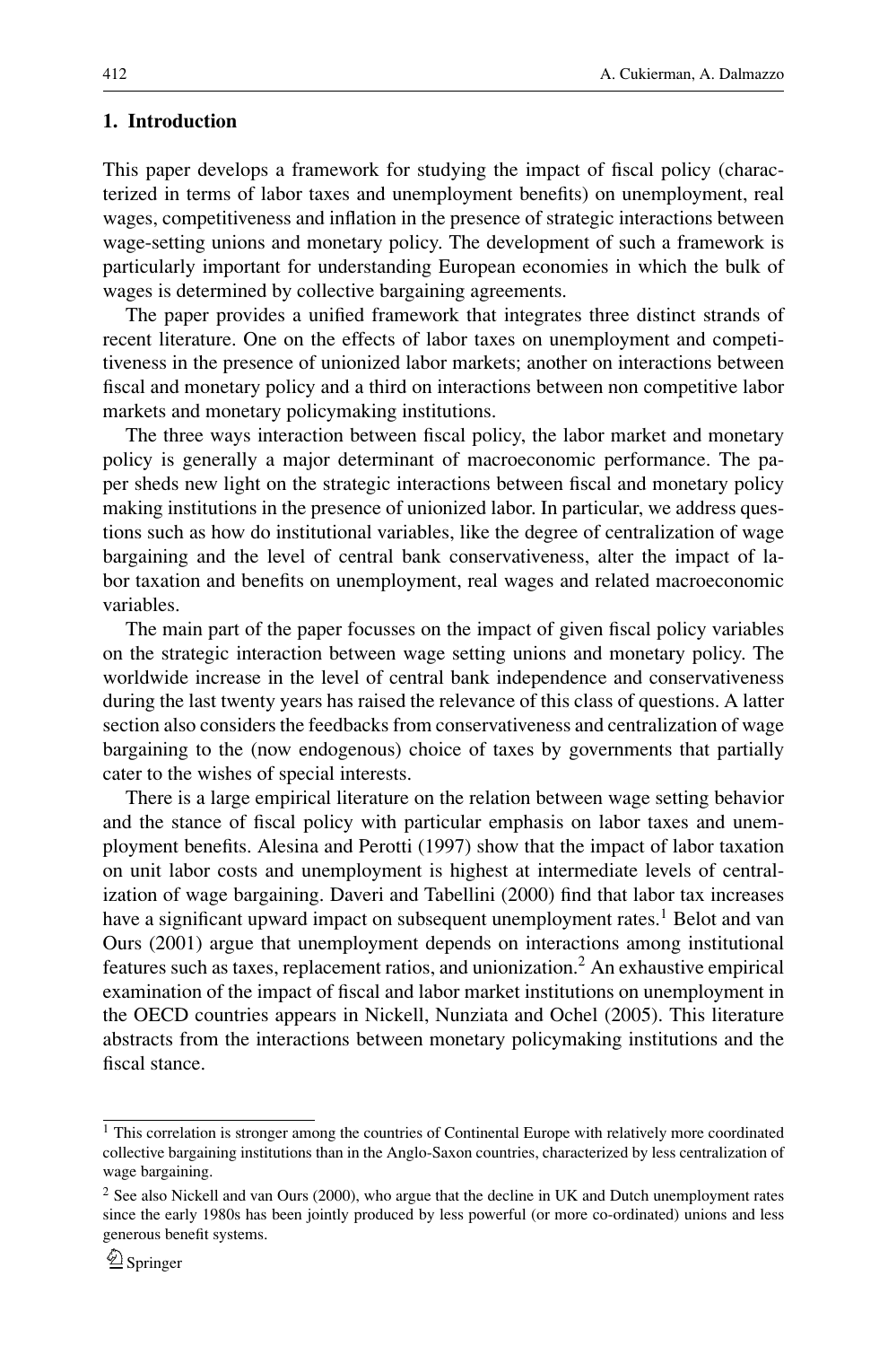## 1. Introduction

This paper develops a framework for studying the impact of fiscal policy (characterized in terms of labor taxes and unemployment benefits) on unemployment, real wages, competitiveness and inflation in the presence of strategic interactions between wage-setting unions and monetary policy. The development of such a framework is particularly important for understanding European economies in which the bulk of wages is determined by collective bargaining agreements.

The paper provides a unified framework that integrates three distinct strands of recent literature. One on the effects of labor taxes on unemployment and competitiveness in the presence of unionized labor markets; another on interactions between fiscal and monetary policy and a third on interactions between non competitive labor markets and monetary policymaking institutions.

The three ways interaction between fiscal policy, the labor market and monetary policy is generally a major determinant of macroeconomic performance. The paper sheds new light on the strategic interactions between fiscal and monetary policy making institutions in the presence of unionized labor. In particular, we address questions such as how do institutional variables, like the degree of centralization of wage bargaining and the level of central bank conservativeness, alter the impact of labor taxation and benefits on unemployment, real wages and related macroeconomic variables.

The main part of the paper focusses on the impact of given fiscal policy variables on the strategic interaction between wage setting unions and monetary policy. The worldwide increase in the level of central bank independence and conservativeness during the last twenty years has raised the relevance of this class of questions. A latter section also considers the feedbacks from conservativeness and centralization of wage bargaining to the (now endogenous) choice of taxes by governments that partially cater to the wishes of special interests.

There is a large empirical literature on the relation between wage setting behavior and the stance of fiscal policy with particular emphasis on labor taxes and unemployment benefits. Alesina and Perotti (1997) show that the impact of labor taxation on unit labor costs and unemployment is highest at intermediate levels of centralization of wage bargaining. Daveri and Tabellini (2000) find that labor tax increases have a significant upward impact on subsequent unemployment rates.[1] Belot and van Ours (2001) argue that unemployment depends on interactions among institutional features such as taxes, replacement ratios, and unionization.[2] An exhaustive empirical examination of the impact of fiscal and labor market institutions on unemployment in the OECD countries appears in Nickell, Nunziata and Ochel (2005). This literature abstracts from the interactions between monetary policymaking institutions and the fiscal stance.

[1] This correlation is stronger among the countries of Continental Europe with relatively more coordinated collective bargaining institutions than in the Anglo-Saxon countries, characterized by less centralization of wage bargaining.

[2] See also Nickell and van Ours (2000), who argue that the decline in UK and Dutch unemployment rates since the early 1980s has been jointly produced by less powerful (or more co-ordinated) unions and less generous benefit systems.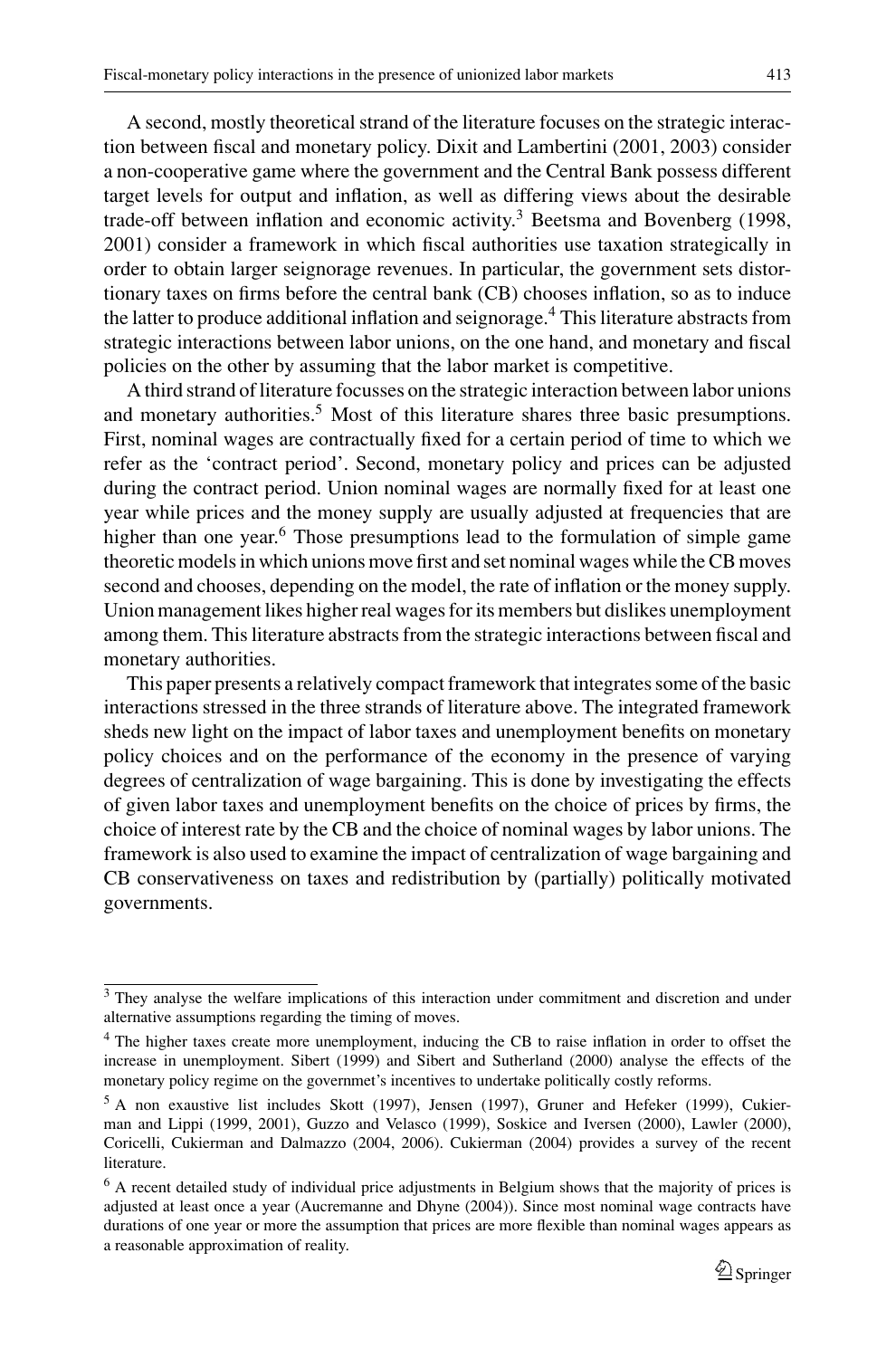A second, mostly theoretical strand of the literature focuses on the strategic interaction between fiscal and monetary policy. Dixit and Lambertini (2001, 2003) consider a non-cooperative game where the government and the Central Bank possess different target levels for output and inflation, as well as differing views about the desirable trade-off between inflation and economic activity.[3] Beetsma and Bovenberg (1998, 2001) consider a framework in which fiscal authorities use taxation strategically in order to obtain larger seignorage revenues. In particular, the government sets distortionary taxes on firms before the central bank (CB) chooses inflation, so as to induce the latter to produce additional inflation and seignorage.[4] This literature abstracts from strategic interactions between labor unions, on the one hand, and monetary and fiscal policies on the other by assuming that the labor market is competitive.

A third strand of literature focusses on the strategic interaction between labor unions and monetary authorities.[5] Most of this literature shares three basic presumptions. First, nominal wages are contractually fixed for a certain period of time to which we refer as the 'contract period'. Second, monetary policy and prices can be adjusted during the contract period. Union nominal wages are normally fixed for at least one year while prices and the money supply are usually adjusted at frequencies that are higher than one year.[6] Those presumptions lead to the formulation of simple game theoretic models in which unions move first and set nominal wages while the CB moves second and chooses, depending on the model, the rate of inflation or the money supply. Union management likes higher real wages for its members but dislikes unemployment among them. This literature abstracts from the strategic interactions between fiscal and monetary authorities.

This paper presents a relatively compact framework that integrates some of the basic interactions stressed in the three strands of literature above. The integrated framework sheds new light on the impact of labor taxes and unemployment benefits on monetary policy choices and on the performance of the economy in the presence of varying degrees of centralization of wage bargaining. This is done by investigating the effects of given labor taxes and unemployment benefits on the choice of prices by firms, the choice of interest rate by the CB and the choice of nominal wages by labor unions. The framework is also used to examine the impact of centralization of wage bargaining and CB conservativeness on taxes and redistribution by (partially) politically motivated governments.

---

[3] They analyse the welfare implications of this interaction under commitment and discretion and under alternative assumptions regarding the timing of moves.

[4] The higher taxes create more unemployment, inducing the CB to raise inflation in order to offset the increase in unemployment. Sibert (1999) and Sibert and Sutherland (2000) analyse the effects of the monetary policy regime on the governmet's incentives to undertake politically costly reforms.

[5] A non exaustive list includes Skott (1997), Jensen (1997), Gruner and Hefeker (1999), Cukierman and Lippi (1999, 2001), Guzzo and Velasco (1999), Soskice and Iversen (2000), Lawler (2000), Coricelli, Cukierman and Dalmazzo (2004, 2006). Cukierman (2004) provides a survey of the recent literature.

[6] A recent detailed study of individual price adjustments in Belgium shows that the majority of prices is adjusted at least once a year (Aucremanne and Dhyne (2004)). Since most nominal wage contracts have durations of one year or more the assumption that prices are more flexible than nominal wages appears as a reasonable approximation of reality.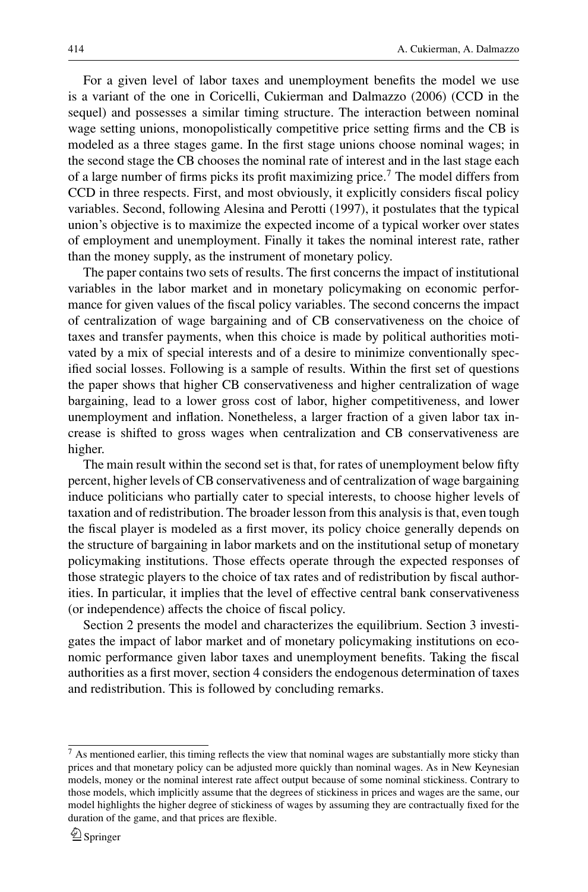For a given level of labor taxes and unemployment benefits the model we use is a variant of the one in Coricelli, Cukierman and Dalmazzo (2006) (CCD in the sequel) and possesses a similar timing structure. The interaction between nominal wage setting unions, monopolistically competitive price setting firms and the CB is modeled as a three stages game. In the first stage unions choose nominal wages; in the second stage the CB chooses the nominal rate of interest and in the last stage each of a large number of firms picks its profit maximizing price.[7] The model differs from CCD in three respects. First, and most obviously, it explicitly considers fiscal policy variables. Second, following Alesina and Perotti (1997), it postulates that the typical union's objective is to maximize the expected income of a typical worker over states of employment and unemployment. Finally it takes the nominal interest rate, rather than the money supply, as the instrument of monetary policy.

The paper contains two sets of results. The first concerns the impact of institutional variables in the labor market and in monetary policymaking on economic performance for given values of the fiscal policy variables. The second concerns the impact of centralization of wage bargaining and of CB conservativeness on the choice of taxes and transfer payments, when this choice is made by political authorities motivated by a mix of special interests and of a desire to minimize conventionally specified social losses. Following is a sample of results. Within the first set of questions the paper shows that higher CB conservativeness and higher centralization of wage bargaining, lead to a lower gross cost of labor, higher competitiveness, and lower unemployment and inflation. Nonetheless, a larger fraction of a given labor tax increase is shifted to gross wages when centralization and CB conservativeness are higher.

The main result within the second set is that, for rates of unemployment below fifty percent, higher levels of CB conservativeness and of centralization of wage bargaining induce politicians who partially cater to special interests, to choose higher levels of taxation and of redistribution. The broader lesson from this analysis is that, even tough the fiscal player is modeled as a first mover, its policy choice generally depends on the structure of bargaining in labor markets and on the institutional setup of monetary policymaking institutions. Those effects operate through the expected responses of those strategic players to the choice of tax rates and of redistribution by fiscal authorities. In particular, it implies that the level of effective central bank conservativeness (or independence) affects the choice of fiscal policy.

Section 2 presents the model and characterizes the equilibrium. Section 3 investigates the impact of labor market and of monetary policymaking institutions on economic performance given labor taxes and unemployment benefits. Taking the fiscal authorities as a first mover, section 4 considers the endogenous determination of taxes and redistribution. This is followed by concluding remarks.

---

[7] As mentioned earlier, this timing reflects the view that nominal wages are substantially more sticky than prices and that monetary policy can be adjusted more quickly than nominal wages. As in New Keynesian models, money or the nominal interest rate affect output because of some nominal stickiness. Contrary to those models, which implicitly assume that the degrees of stickiness in prices and wages are the same, our model highlights the higher degree of stickiness of wages by assuming they are contractually fixed for the duration of the game, and that prices are flexible.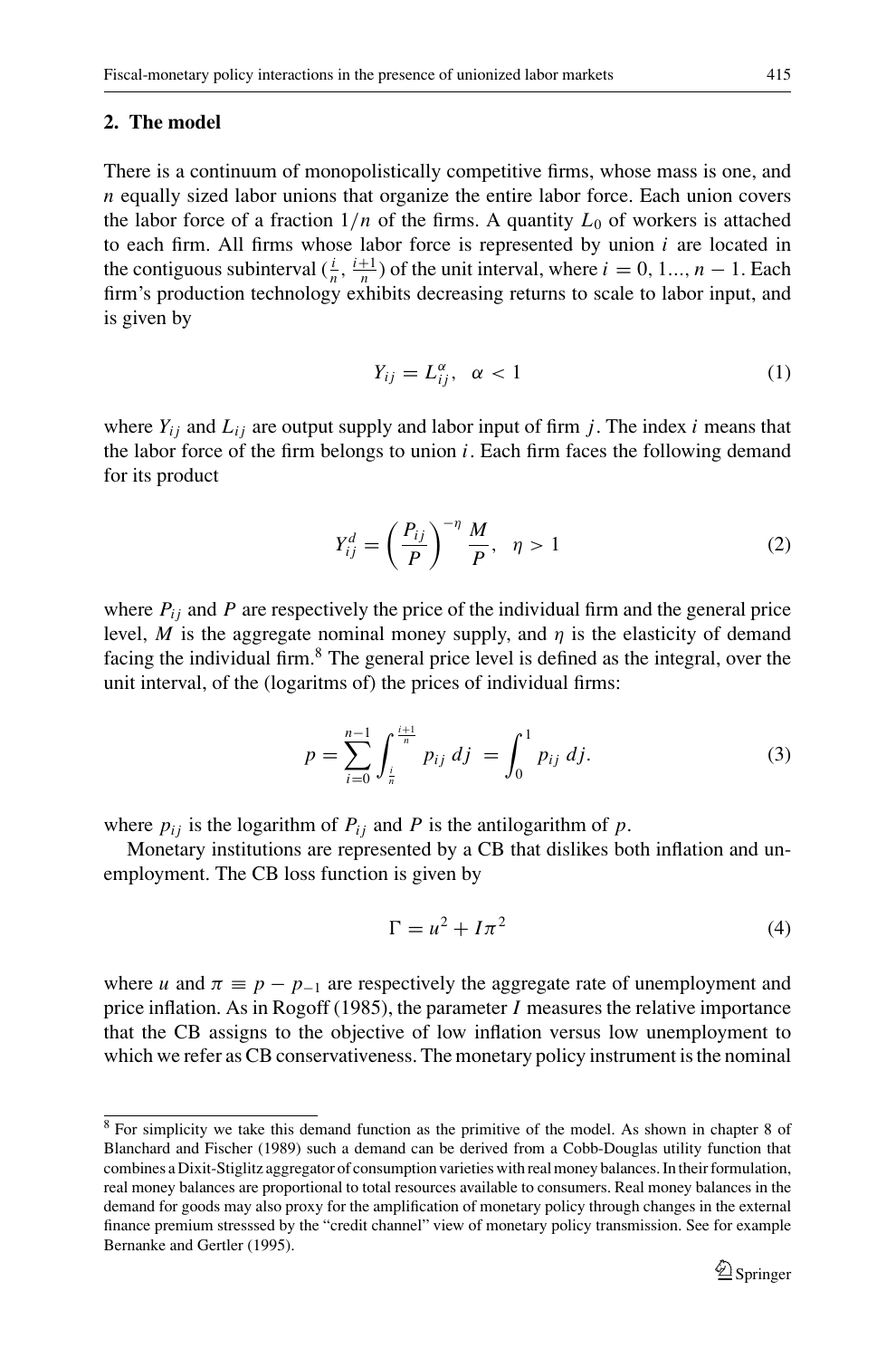## 2. The model

There is a continuum of monopolistically competitive firms, whose mass is one, and $n$ equally sized labor unions that organize the entire labor force. Each union covers the labor force of a fraction $1/n$ of the firms. A quantity $L_0$ of workers is attached to each firm. All firms whose labor force is represented by union $i$ are located in the contiguous subinterval $(\frac{i}{n}, \frac{i+1}{n})$ of the unit interval, where $i = 0, 1..., n-1$. Each firm's production technology exhibits decreasing returns to scale to labor input, and is given by

$$Y_{ij} = L_{ij}^{\alpha}, \quad \alpha < 1 \tag{1}$$

where $Y_{ij}$ and $L_{ij}$ are output supply and labor input of firm $j$. The index $i$ means that the labor force of the firm belongs to union $i$. Each firm faces the following demand for its product

$$Y_{ij}^{d} = \left(\frac{P_{ij}}{P}\right)^{-\eta} \frac{M}{P}, \quad \eta > 1 \tag{2}$$

where $P_{ij}$ and $P$ are respectively the price of the individual firm and the general price level, $M$ is the aggregate nominal money supply, and $\eta$ is the elasticity of demand facing the individual firm.[8] The general price level is defined as the integral, over the unit interval, of the (logaritms of) the prices of individual firms:

$$p = \sum_{i=0}^{n-1} \int_{\frac{i}{n}}^{\frac{i+1}{n}} p_{ij} \, dj = \int_{0}^{1} p_{ij} \, dj. \tag{3}$$

where $p_{ij}$ is the logarithm of $P_{ij}$ and $P$ is the antilogarithm of $p$.

Monetary institutions are represented by a CB that dislikes both inflation and unemployment. The CB loss function is given by

$$\Gamma = u^2 + I\pi^2 \tag{4}$$

where $u$ and $\pi \equiv p - p_{-1}$ are respectively the aggregate rate of unemployment and price inflation. As in Rogoff (1985), the parameter $I$ measures the relative importance that the CB assigns to the objective of low inflation versus low unemployment to which we refer as CB conservativeness. The monetary policy instrument is the nominal

[8] For simplicity we take this demand function as the primitive of the model. As shown in chapter 8 of Blanchard and Fischer (1989) such a demand can be derived from a Cobb-Douglas utility function that combines a Dixit-Stiglitz aggregator of consumption varieties with real money balances. In their formulation, real money balances are proportional to total resources available to consumers. Real money balances in the demand for goods may also proxy for the amplification of monetary policy through changes in the external finance premium stresssed by the "credit channel" view of monetary policy transmission. See for example Bernanke and Gertler (1995).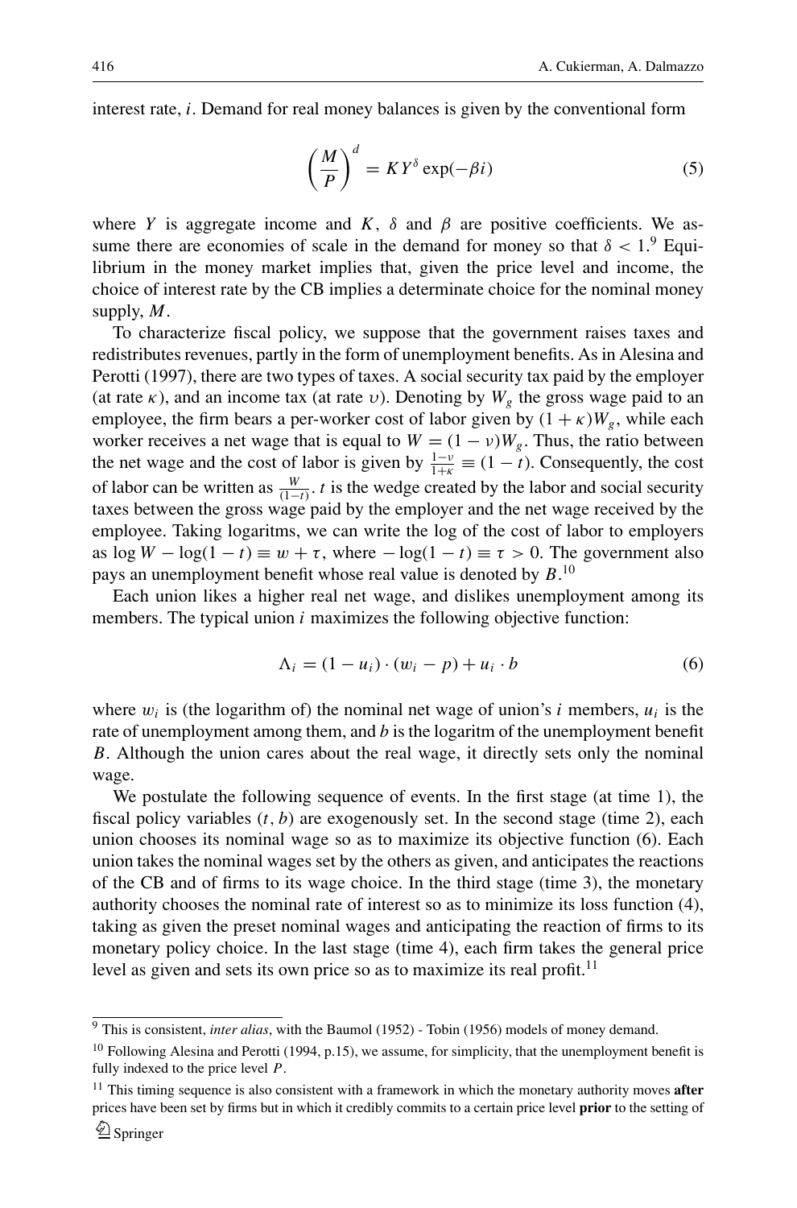interest rate, $i$. Demand for real money balances is given by the conventional form

$$\left(\frac{M}{P}\right)^d = KY^\delta \exp(-\beta i) \tag{5}$$

where $Y$ is aggregate income and $K$, $\delta$ and $\beta$ are positive coefficients. We assume there are economies of scale in the demand for money so that $\delta < 1$.[9] Equilibrium in the money market implies that, given the price level and income, the choice of interest rate by the CB implies a determinate choice for the nominal money supply, $M$.

To characterize fiscal policy, we suppose that the government raises taxes and redistributes revenues, partly in the form of unemployment benefits. As in Alesina and Perotti (1997), there are two types of taxes. A social security tax paid by the employer (at rate $\kappa$), and an income tax (at rate $\upsilon$). Denoting by $W_g$ the gross wage paid to an employee, the firm bears a per-worker cost of labor given by $(1+\kappa)W_g$, while each worker receives a net wage that is equal to $W = (1-\upsilon)W_g$. Thus, the ratio between the net wage and the cost of labor is given by $\frac{1-\upsilon}{1+\kappa} \equiv (1-t)$. Consequently, the cost of labor can be written as $\frac{W}{(1-t)}$. $t$ is the wedge created by the labor and social security taxes between the gross wage paid by the employer and the net wage received by the employee. Taking logaritms, we can write the log of the cost of labor to employers as $\log W - \log(1-t) \equiv w + \tau$, where $-\log(1-t) \equiv \tau > 0$. The government also pays an unemployment benefit whose real value is denoted by $B$.[10]

Each union likes a higher real net wage, and dislikes unemployment among its members. The typical union $i$ maximizes the following objective function:

$$\Lambda_i = (1-u_i)\cdot(w_i - p) + u_i \cdot b \tag{6}$$

where $w_i$ is (the logarithm of) the nominal net wage of union's $i$ members, $u_i$ is the rate of unemployment among them, and $b$ is the logaritm of the unemployment benefit $B$. Although the union cares about the real wage, it directly sets only the nominal wage.

We postulate the following sequence of events. In the first stage (at time 1), the fiscal policy variables $(t, b)$ are exogenously set. In the second stage (time 2), each union chooses its nominal wage so as to maximize its objective function (6). Each union takes the nominal wages set by the others as given, and anticipates the reactions of the CB and of firms to its wage choice. In the third stage (time 3), the monetary authority chooses the nominal rate of interest so as to minimize its loss function (4), taking as given the preset nominal wages and anticipating the reaction of firms to its monetary policy choice. In the last stage (time 4), each firm takes the general price level as given and sets its own price so as to maximize its real profit.[11]

---

[9] This is consistent, *inter alias*, with the Baumol (1952) - Tobin (1956) models of money demand.

[10] Following Alesina and Perotti (1994, p.15), we assume, for simplicity, that the unemployment benefit is fully indexed to the price level $P$.

[11] This timing sequence is also consistent with a framework in which the monetary authority moves **after** prices have been set by firms but in which it credibly commits to a certain price level **prior** to the setting of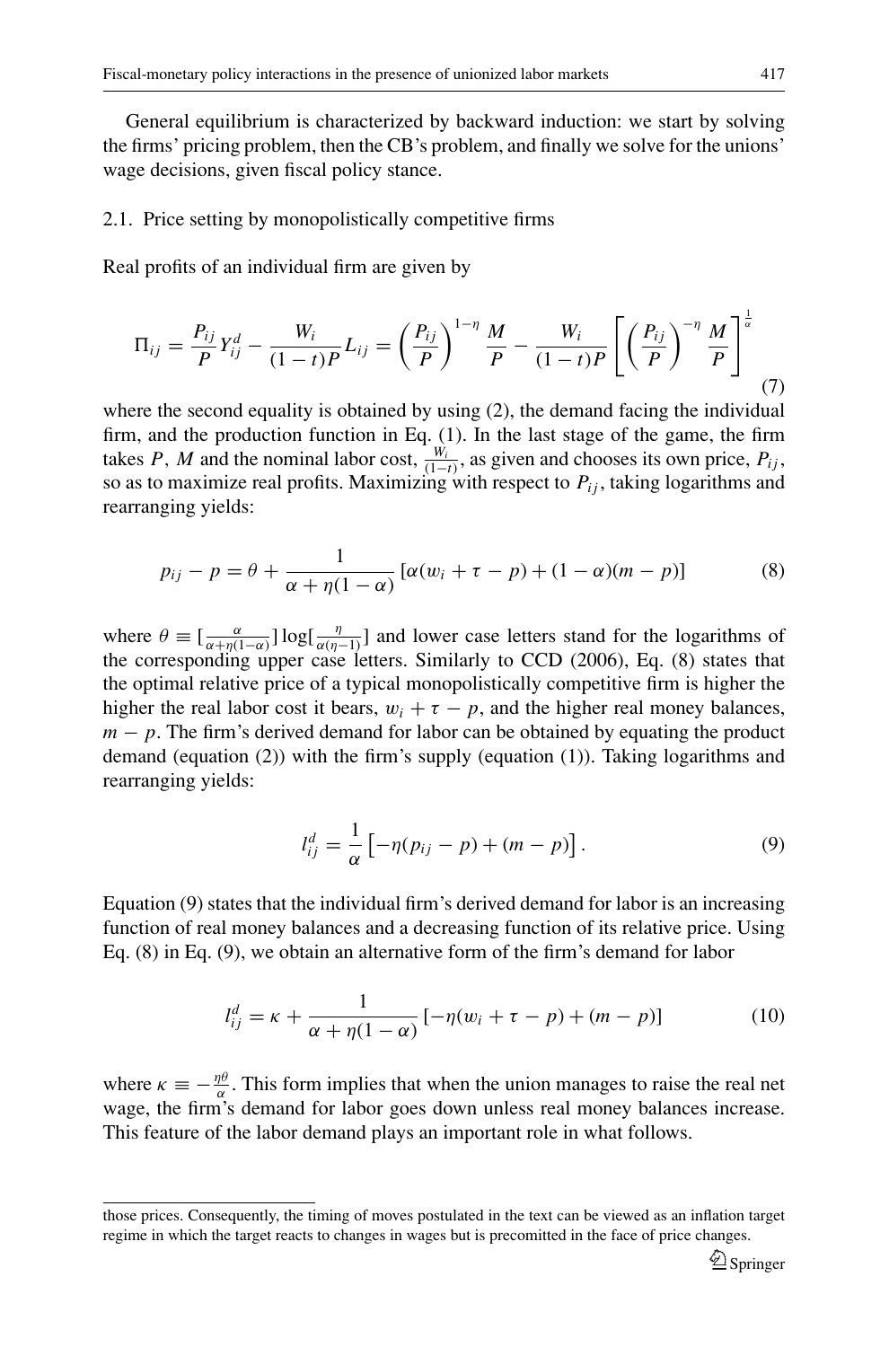General equilibrium is characterized by backward induction: we start by solving the firms' pricing problem, then the CB's problem, and finally we solve for the unions' wage decisions, given fiscal policy stance.

### 2.1. Price setting by monopolistically competitive firms

Real profits of an individual firm are given by

$$\Pi_{ij} = \frac{P_{ij}}{P} Y_{ij}^{d} - \frac{W_i}{(1-t)P} L_{ij} = \left(\frac{P_{ij}}{P}\right)^{1-\eta} \frac{M}{P} - \frac{W_i}{(1-t)P} \left[ \left(\frac{P_{ij}}{P}\right)^{-\eta} \frac{M}{P} \right]^{\frac{1}{\alpha}} \tag{7}$$

where the second equality is obtained by using (2), the demand facing the individual firm, and the production function in Eq. (1). In the last stage of the game, the firm takes $P$, $M$ and the nominal labor cost, $\frac{W_i}{(1-t)}$, as given and chooses its own price, $P_{ij}$, so as to maximize real profits. Maximizing with respect to $P_{ij}$, taking logarithms and rearranging yields:

$$p_{ij} - p = \theta + \frac{1}{\alpha + \eta(1-\alpha)} \left[ \alpha(w_i + \tau - p) + (1-\alpha)(m-p) \right] \tag{8}$$

where $\theta \equiv [\frac{\alpha}{\alpha+\eta(1-\alpha)}] \log[\frac{\eta}{\alpha(\eta-1)}]$ and lower case letters stand for the logarithms of the corresponding upper case letters. Similarly to CCD (2006), Eq. (8) states that the optimal relative price of a typical monopolistically competitive firm is higher the higher the real labor cost it bears, $w_i + \tau - p$, and the higher real money balances, $m - p$. The firm's derived demand for labor can be obtained by equating the product demand (equation (2)) with the firm's supply (equation (1)). Taking logarithms and rearranging yields:

$$l_{ij}^{d} = \frac{1}{\alpha} \left[ -\eta(p_{ij} - p) + (m - p) \right]. \tag{9}$$

Equation (9) states that the individual firm's derived demand for labor is an increasing function of real money balances and a decreasing function of its relative price. Using Eq. (8) in Eq. (9), we obtain an alternative form of the firm's demand for labor

$$l_{ij}^{d} = \kappa + \frac{1}{\alpha + \eta(1-\alpha)} \left[ -\eta(w_i + \tau - p) + (m - p) \right] \tag{10}$$

where $\kappa \equiv -\frac{\eta\theta}{\alpha}$. This form implies that when the union manages to raise the real net wage, the firm's demand for labor goes down unless real money balances increase. This feature of the labor demand plays an important role in what follows.

---

those prices. Consequently, the timing of moves postulated in the text can be viewed as an inflation target regime in which the target reacts to changes in wages but is precommitted in the face of price changes.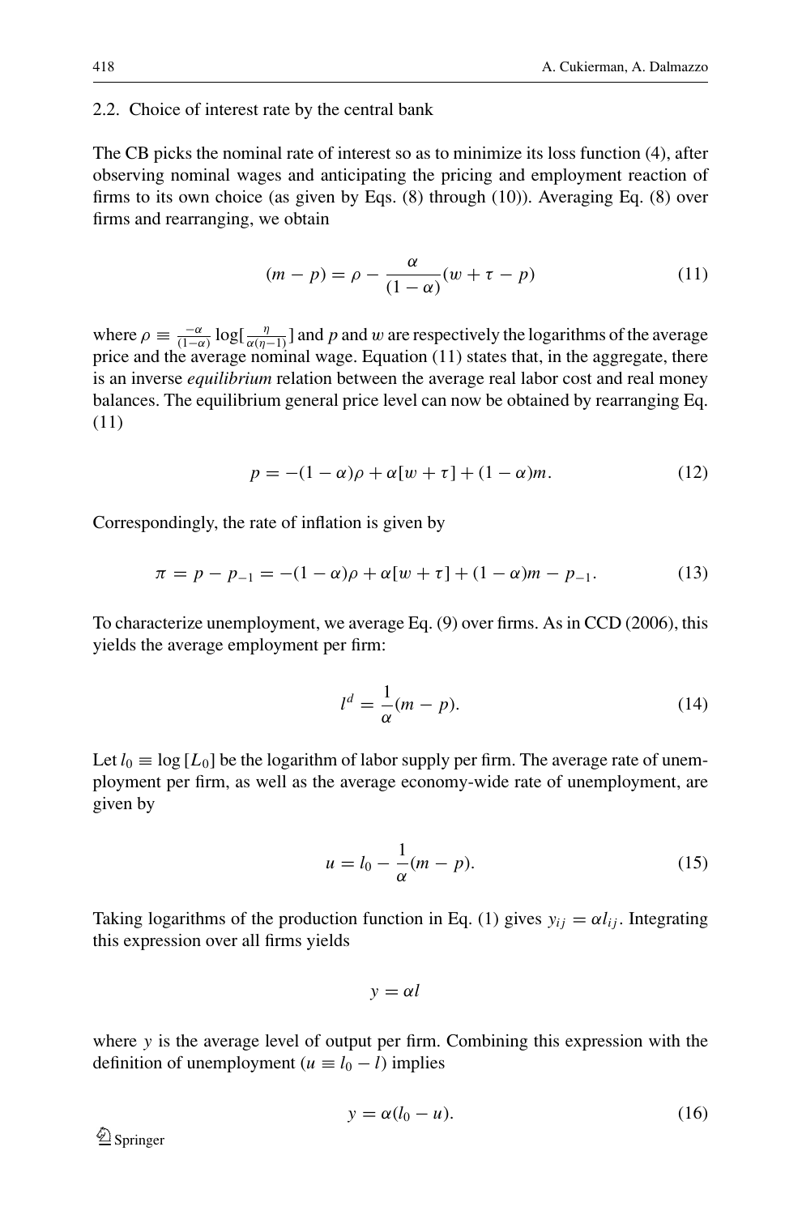### 2.2. Choice of interest rate by the central bank

The CB picks the nominal rate of interest so as to minimize its loss function (4), after observing nominal wages and anticipating the pricing and employment reaction of firms to its own choice (as given by Eqs. (8) through (10)). Averaging Eq. (8) over firms and rearranging, we obtain

$$(m - p) = \rho - \frac{\alpha}{(1-\alpha)}(w + \tau - p) \tag{11}$$

where $\rho \equiv \frac{-\alpha}{(1-\alpha)} \log[\frac{\eta}{\alpha(\eta-1)}]$ and $p$ and $w$ are respectively the logarithms of the average price and the average nominal wage. Equation (11) states that, in the aggregate, there is an inverse *equilibrium* relation between the average real labor cost and real money balances. The equilibrium general price level can now be obtained by rearranging Eq. (11)

$$p = -(1-\alpha)\rho + \alpha[w + \tau] + (1-\alpha)m. \tag{12}$$

Correspondingly, the rate of inflation is given by

$$\pi = p - p_{-1} = -(1-\alpha)\rho + \alpha[w + \tau] + (1-\alpha)m - p_{-1}. \tag{13}$$

To characterize unemployment, we average Eq. (9) over firms. As in CCD (2006), this yields the average employment per firm:

$$l^d = \frac{1}{\alpha}(m - p). \tag{14}$$

Let $l_0 \equiv \log[L_0]$ be the logarithm of labor supply per firm. The average rate of unemployment per firm, as well as the average economy-wide rate of unemployment, are given by

$$u = l_0 - \frac{1}{\alpha}(m - p). \tag{15}$$

Taking logarithms of the production function in Eq. (1) gives $y_{ij} = \alpha l_{ij}$. Integrating this expression over all firms yields

$$y = \alpha l$$

where $y$ is the average level of output per firm. Combining this expression with the definition of unemployment ($u \equiv l_0 - l$) implies

$$y = \alpha(l_0 - u). \tag{16}$$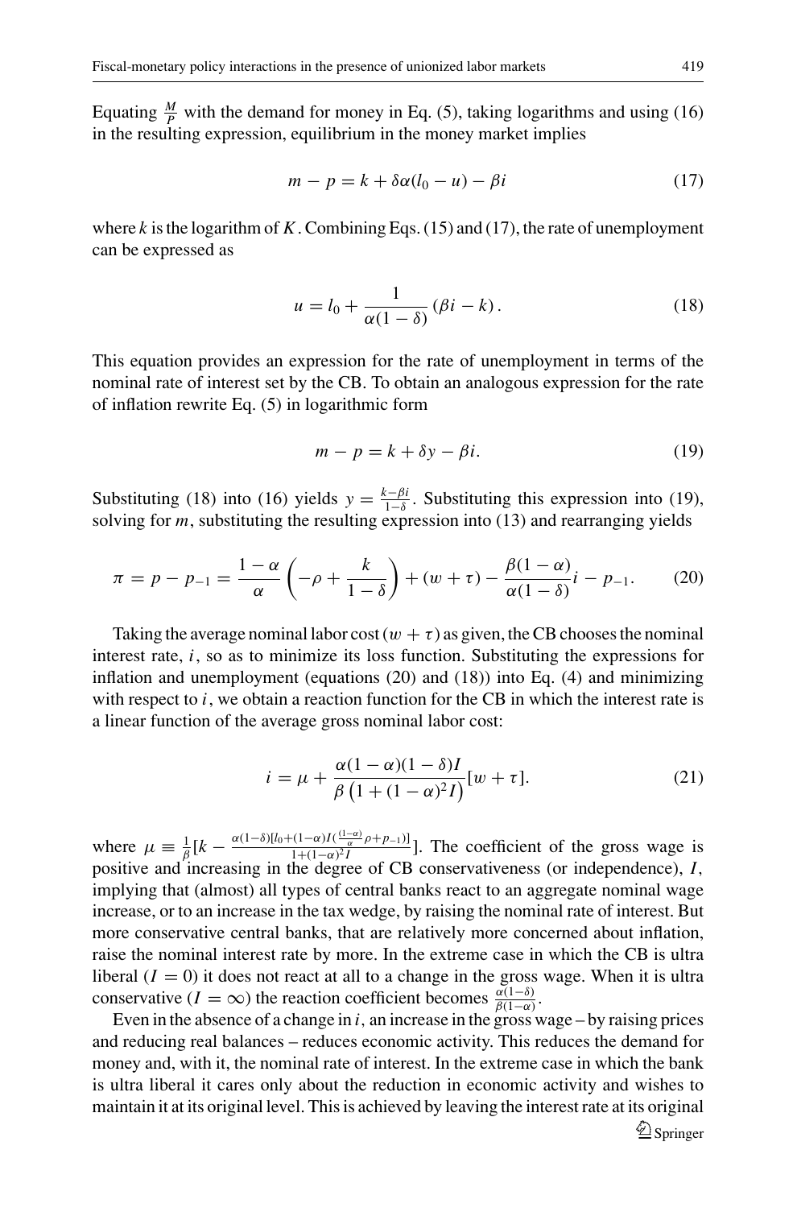Equating $\frac{M}{P}$ with the demand for money in Eq. (5), taking logarithms and using (16) in the resulting expression, equilibrium in the money market implies

$$m - p = k + \delta\alpha(l_0 - u) - \beta i \tag{17}$$

where $k$ is the logarithm of $K$. Combining Eqs. (15) and (17), the rate of unemployment can be expressed as

$$u = l_0 + \frac{1}{\alpha(1-\delta)}(\beta i - k). \tag{18}$$

This equation provides an expression for the rate of unemployment in terms of the nominal rate of interest set by the CB. To obtain an analogous expression for the rate of inflation rewrite Eq. (5) in logarithmic form

$$m - p = k + \delta y - \beta i. \tag{19}$$

Substituting (18) into (16) yields $y = \frac{k-\beta i}{1-\delta}$. Substituting this expression into (19), solving for $m$, substituting the resulting expression into (13) and rearranging yields

$$\pi = p - p_{-1} = \frac{1-\alpha}{\alpha}\left(-\rho + \frac{k}{1-\delta}\right) + (w+\tau) - \frac{\beta(1-\alpha)}{\alpha(1-\delta)}i - p_{-1}. \tag{20}$$

Taking the average nominal labor cost $(w+\tau)$ as given, the CB chooses the nominal interest rate, $i$, so as to minimize its loss function. Substituting the expressions for inflation and unemployment (equations (20) and (18)) into Eq. (4) and minimizing with respect to $i$, we obtain a reaction function for the CB in which the interest rate is a linear function of the average gross nominal labor cost:

$$i = \mu + \frac{\alpha(1-\alpha)(1-\delta)I}{\beta\left(1+(1-\alpha)^2 I\right)}[w+\tau]. \tag{21}$$

where $\mu \equiv \frac{1}{\beta}[k - \frac{\alpha(1-\delta)[l_0 + (1-\alpha)I(\frac{(1-\alpha)}{\alpha}\rho + p_{-1})]}{1+(1-\alpha)^2 I}]$. The coefficient of the gross wage is positive and increasing in the degree of CB conservativeness (or independence), $I$, implying that (almost) all types of central banks react to an aggregate nominal wage increase, or to an increase in the tax wedge, by raising the nominal rate of interest. But more conservative central banks, that are relatively more concerned about inflation, raise the nominal interest rate by more. In the extreme case in which the CB is ultra liberal ($I = 0$) it does not react at all to a change in the gross wage. When it is ultra conservative ($I = \infty$) the reaction coefficient becomes $\frac{\alpha(1-\delta)}{\beta(1-\alpha)}$.

Even in the absence of a change in $i$, an increase in the gross wage – by raising prices and reducing real balances – reduces economic activity. This reduces the demand for money and, with it, the nominal rate of interest. In the extreme case in which the bank is ultra liberal it cares only about the reduction in economic activity and wishes to maintain it at its original level. This is achieved by leaving the interest rate at its original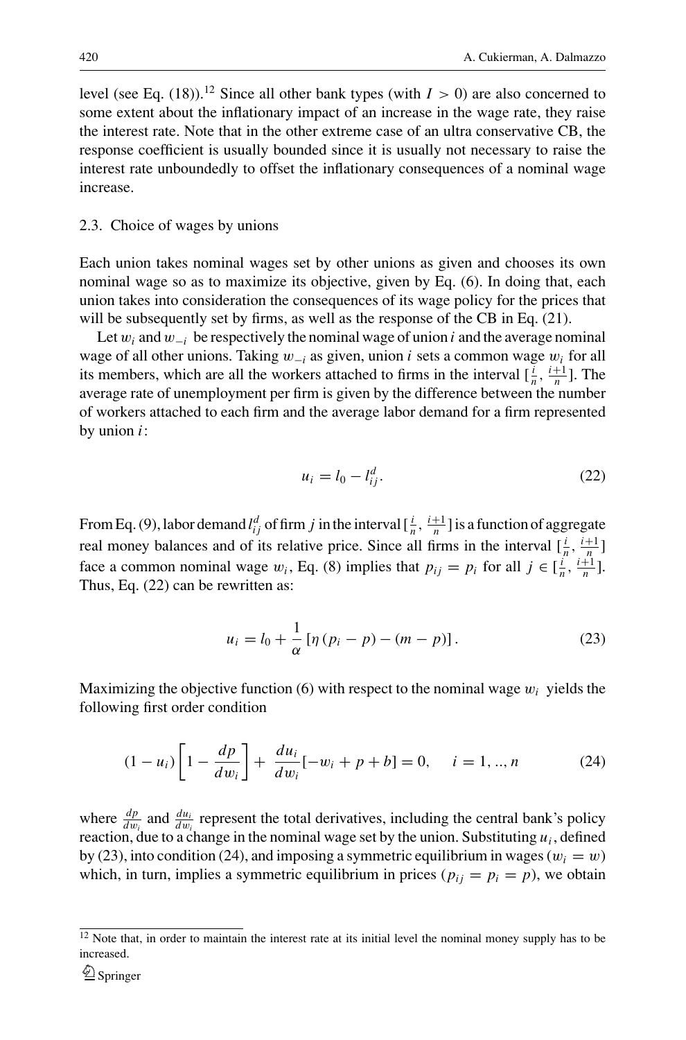level (see Eq. (18)).[12] Since all other bank types (with $I > 0$) are also concerned to some extent about the inflationary impact of an increase in the wage rate, they raise the interest rate. Note that in the other extreme case of an ultra conservative CB, the response coefficient is usually bounded since it is usually not necessary to raise the interest rate unboundedly to offset the inflationary consequences of a nominal wage increase.

### 2.3. Choice of wages by unions

Each union takes nominal wages set by other unions as given and chooses its own nominal wage so as to maximize its objective, given by Eq. (6). In doing that, each union takes into consideration the consequences of its wage policy for the prices that will be subsequently set by firms, as well as the response of the CB in Eq. (21).

Let $w_i$ and $w_{-i}$ be respectively the nominal wage of union $i$ and the average nominal wage of all other unions. Taking $w_{-i}$ as given, union $i$ sets a common wage $w_i$ for all its members, which are all the workers attached to firms in the interval $[\frac{i}{n}, \frac{i+1}{n}]$. The average rate of unemployment per firm is given by the difference between the number of workers attached to each firm and the average labor demand for a firm represented by union $i$:

$$u_i = l_0 - l_{ij}^d. \tag{22}$$

From Eq. (9), labor demand $l_{ij}^d$ of firm $j$ in the interval $[\frac{i}{n}, \frac{i+1}{n}]$ is a function of aggregate real money balances and of its relative price. Since all firms in the interval $[\frac{i}{n}, \frac{i+1}{n}]$ face a common nominal wage $w_i$, Eq. (8) implies that $p_{ij} = p_i$ for all $j \in [\frac{i}{n}, \frac{i+1}{n}]$. Thus, Eq. (22) can be rewritten as:

$$u_i = l_0 + \frac{1}{\alpha}\left[\eta\left(p_i - p\right) - (m - p)\right]. \tag{23}$$

Maximizing the objective function (6) with respect to the nominal wage $w_i$ yields the following first order condition

$$(1 - u_i)\left[1 - \frac{dp}{dw_i}\right] + \frac{du_i}{dw_i}[-w_i + p + b] = 0, \quad i = 1, .., n \tag{24}$$

where $\frac{dp}{dw_i}$ and $\frac{du_i}{dw_i}$ represent the total derivatives, including the central bank's policy reaction, due to a change in the nominal wage set by the union. Substituting $u_i$, defined by (23), into condition (24), and imposing a symmetric equilibrium in wages ($w_i = w$) which, in turn, implies a symmetric equilibrium in prices ($p_{ij} = p_i = p$), we obtain

[12] Note that, in order to maintain the interest rate at its initial level the nominal money supply has to be increased.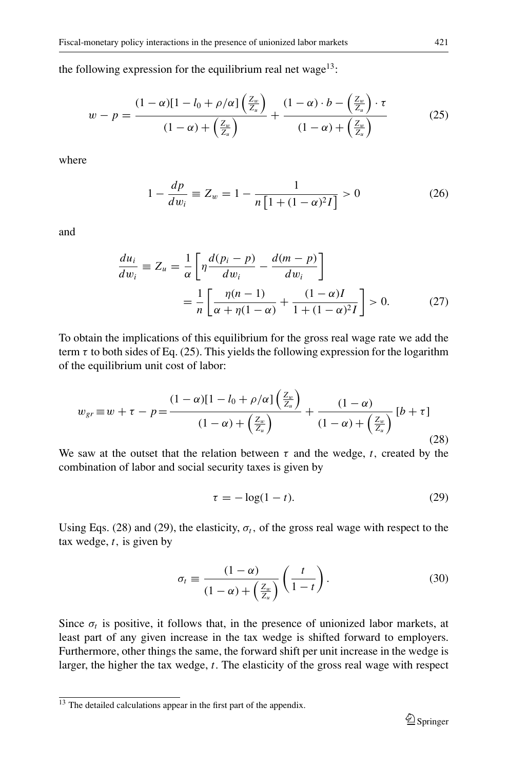the following expression for the equilibrium real net wage[13]:

$$w - p = \frac{(1-\alpha)[1 - l_0 + \rho/\alpha]\left(\frac{Z_w}{Z_u}\right)}{(1-\alpha) + \left(\frac{Z_w}{Z_u}\right)} + \frac{(1-\alpha)\cdot b - \left(\frac{Z_w}{Z_u}\right)\cdot \tau}{(1-\alpha) + \left(\frac{Z_w}{Z_u}\right)} \tag{25}$$

where

$$1 - \frac{dp}{dw_i} \equiv Z_w = 1 - \frac{1}{n\left[1 + (1-\alpha)^2 I\right]} > 0 \tag{26}$$

and

$$\begin{aligned}\frac{du_i}{dw_i} \equiv Z_u &= \frac{1}{\alpha}\left[\eta \frac{d(p_i - p)}{dw_i} - \frac{d(m-p)}{dw_i}\right] \\ &= \frac{1}{n}\left[\frac{\eta(n-1)}{\alpha + \eta(1-\alpha)} + \frac{(1-\alpha)I}{1 + (1-\alpha)^2 I}\right] > 0.\end{aligned} \tag{27}$$

To obtain the implications of this equilibrium for the gross real wage rate we add the term $\tau$ to both sides of Eq. (25). This yields the following expression for the logarithm of the equilibrium unit cost of labor:

$$w_{gr} \equiv w + \tau - p = \frac{(1-\alpha)[1 - l_0 + \rho/\alpha]\left(\frac{Z_w}{Z_u}\right)}{(1-\alpha) + \left(\frac{Z_w}{Z_u}\right)} + \frac{(1-\alpha)}{(1-\alpha) + \left(\frac{Z_w}{Z_u}\right)}[b + \tau] \tag{28}$$

We saw at the outset that the relation between $\tau$ and the wedge, $t$, created by the combination of labor and social security taxes is given by

$$\tau = -\log(1-t). \tag{29}$$

Using Eqs. (28) and (29), the elasticity, $\sigma_t$, of the gross real wage with respect to the tax wedge, $t$, is given by

$$\sigma_t \equiv \frac{(1-\alpha)}{(1-\alpha) + \left(\frac{Z_w}{Z_u}\right)}\left(\frac{t}{1-t}\right). \tag{30}$$

Since $\sigma_t$ is positive, it follows that, in the presence of unionized labor markets, at least part of any given increase in the tax wedge is shifted forward to employers. Furthermore, other things the same, the forward shift per unit increase in the wedge is larger, the higher the tax wedge, $t$. The elasticity of the gross real wage with respect

[13] The detailed calculations appear in the first part of the appendix.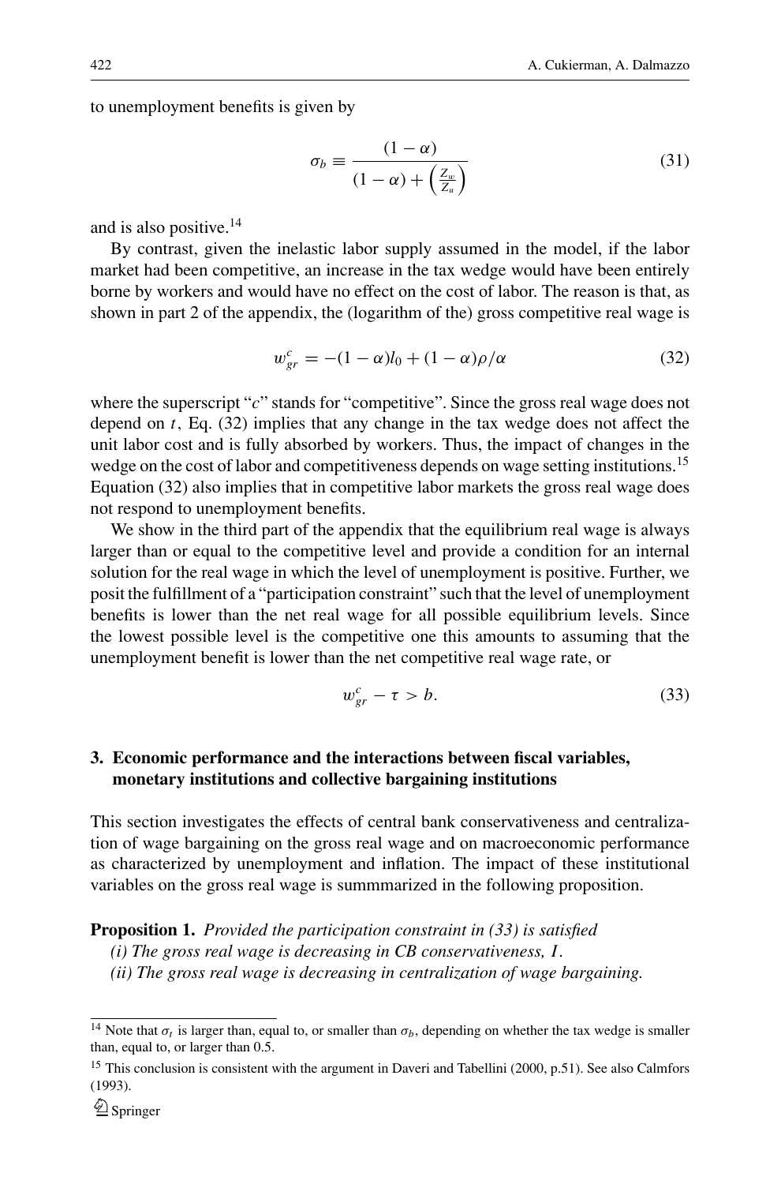to unemployment benefits is given by

$$\sigma_b \equiv \frac{(1-\alpha)}{(1-\alpha) + \left(\frac{Z_w}{Z_u}\right)} \tag{31}$$

and is also positive.[14]

By contrast, given the inelastic labor supply assumed in the model, if the labor market had been competitive, an increase in the tax wedge would have been entirely borne by workers and would have no effect on the cost of labor. The reason is that, as shown in part 2 of the appendix, the (logarithm of the) gross competitive real wage is

$$w_{gr}^c = -(1-\alpha)l_0 + (1-\alpha)\rho/\alpha \tag{32}$$

where the superscript "$c$" stands for "competitive". Since the gross real wage does not depend on $t$, Eq. (32) implies that any change in the tax wedge does not affect the unit labor cost and is fully absorbed by workers. Thus, the impact of changes in the wedge on the cost of labor and competitiveness depends on wage setting institutions.[15] Equation (32) also implies that in competitive labor markets the gross real wage does not respond to unemployment benefits.

We show in the third part of the appendix that the equilibrium real wage is always larger than or equal to the competitive level and provide a condition for an internal solution for the real wage in which the level of unemployment is positive. Further, we posit the fulfillment of a "participation constraint" such that the level of unemployment benefits is lower than the net real wage for all possible equilibrium levels. Since the lowest possible level is the competitive one this amounts to assuming that the unemployment benefit is lower than the net competitive real wage rate, or

$$w_{gr}^c - \tau > b. \tag{33}$$

## 3. Economic performance and the interactions between fiscal variables, monetary institutions and collective bargaining institutions

This section investigates the effects of central bank conservativeness and centralization of wage bargaining on the gross real wage and on macroeconomic performance as characterized by unemployment and inflation. The impact of these institutional variables on the gross real wage is summmarized in the following proposition.

**Proposition 1.** *Provided the participation constraint in (33) is satisfied*

*(i) The gross real wage is decreasing in CB conservativeness, $I$.*

*(ii) The gross real wage is decreasing in centralization of wage bargaining.*

---

[14] Note that $\sigma_t$ is larger than, equal to, or smaller than $\sigma_b$, depending on whether the tax wedge is smaller than, equal to, or larger than 0.5.

[15] This conclusion is consistent with the argument in Daveri and Tabellini (2000, p.51). See also Calmfors (1993).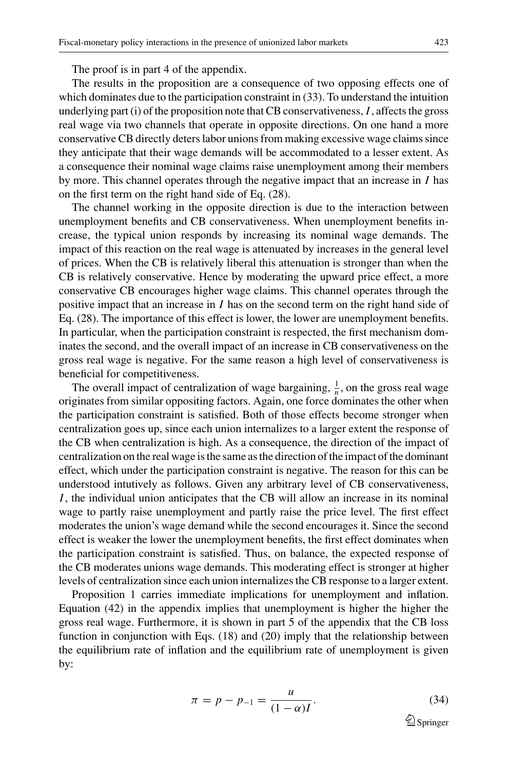The proof is in part 4 of the appendix.

The results in the proposition are a consequence of two opposing effects one of which dominates due to the participation constraint in (33). To understand the intuition underlying part (i) of the proposition note that CB conservativeness, $I$, affects the gross real wage via two channels that operate in opposite directions. On one hand a more conservative CB directly deters labor unions from making excessive wage claims since they anticipate that their wage demands will be accommodated to a lesser extent. As a consequence their nominal wage claims raise unemployment among their members by more. This channel operates through the negative impact that an increase in $I$ has on the first term on the right hand side of Eq. (28).

The channel working in the opposite direction is due to the interaction between unemployment benefits and CB conservativeness. When unemployment benefits increase, the typical union responds by increasing its nominal wage demands. The impact of this reaction on the real wage is attenuated by increases in the general level of prices. When the CB is relatively liberal this attenuation is stronger than when the CB is relatively conservative. Hence by moderating the upward price effect, a more conservative CB encourages higher wage claims. This channel operates through the positive impact that an increase in $I$ has on the second term on the right hand side of Eq. (28). The importance of this effect is lower, the lower are unemployment benefits. In particular, when the participation constraint is respected, the first mechanism dominates the second, and the overall impact of an increase in CB conservativeness on the gross real wage is negative. For the same reason a high level of conservativeness is beneficial for competitiveness.

The overall impact of centralization of wage bargaining, $\frac{1}{n}$, on the gross real wage originates from similar oppositing factors. Again, one force dominates the other when the participation constraint is satisfied. Both of those effects become stronger when centralization goes up, since each union internalizes to a larger extent the response of the CB when centralization is high. As a consequence, the direction of the impact of centralization on the real wage is the same as the direction of the impact of the dominant effect, which under the participation constraint is negative. The reason for this can be understood intuitively as follows. Given any arbitrary level of CB conservativeness, $I$, the individual union anticipates that the CB will allow an increase in its nominal wage to partly raise unemployment and partly raise the price level. The first effect moderates the union's wage demand while the second encourages it. Since the second effect is weaker the lower the unemployment benefits, the first effect dominates when the participation constraint is satisfied. Thus, on balance, the expected response of the CB moderates unions wage demands. This moderating effect is stronger at higher levels of centralization since each union internalizes the CB response to a larger extent.

Proposition 1 carries immediate implications for unemployment and inflation. Equation (42) in the appendix implies that unemployment is higher the higher the gross real wage. Furthermore, it is shown in part 5 of the appendix that the CB loss function in conjunction with Eqs. (18) and (20) imply that the relationship between the equilibrium rate of inflation and the equilibrium rate of unemployment is given by:

$$\pi = p - p_{-1} = \frac{u}{(1-\alpha)I}. \tag{34}$$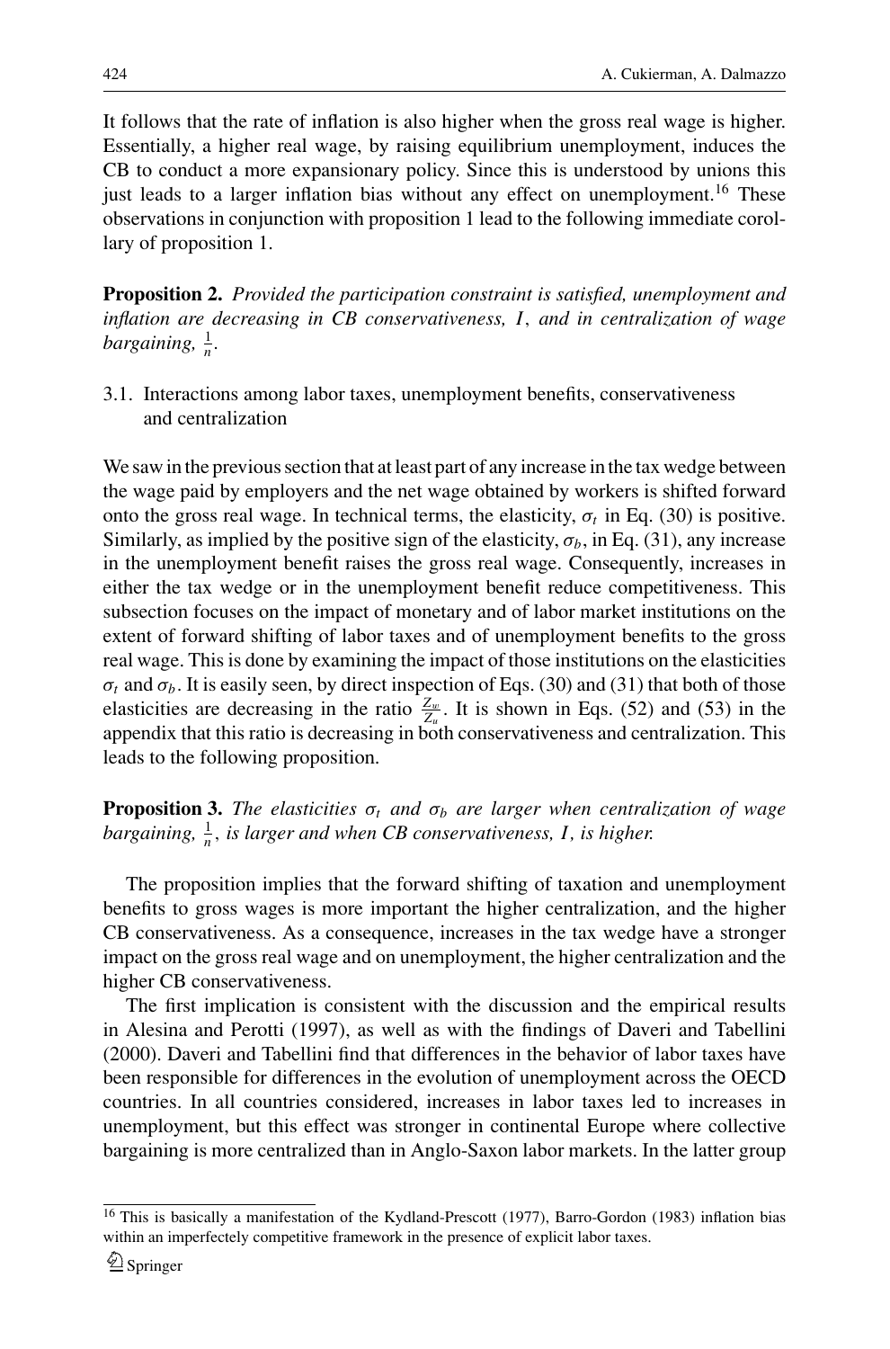It follows that the rate of inflation is also higher when the gross real wage is higher. Essentially, a higher real wage, by raising equilibrium unemployment, induces the CB to conduct a more expansionary policy. Since this is understood by unions this just leads to a larger inflation bias without any effect on unemployment.[16] These observations in conjunction with proposition 1 lead to the following immediate corollary of proposition 1.

**Proposition 2.** *Provided the participation constraint is satisfied, unemployment and inflation are decreasing in CB conservativeness, $I$, and in centralization of wage bargaining, $\frac{1}{n}$.*

### 3.1. Interactions among labor taxes, unemployment benefits, conservativeness and centralization

We saw in the previous section that at least part of any increase in the tax wedge between the wage paid by employers and the net wage obtained by workers is shifted forward onto the gross real wage. In technical terms, the elasticity, $\sigma_t$ in Eq. (30) is positive. Similarly, as implied by the positive sign of the elasticity, $\sigma_b$, in Eq. (31), any increase in the unemployment benefit raises the gross real wage. Consequently, increases in either the tax wedge or in the unemployment benefit reduce competitiveness. This subsection focuses on the impact of monetary and of labor market institutions on the extent of forward shifting of labor taxes and of unemployment benefits to the gross real wage. This is done by examining the impact of those institutions on the elasticities $\sigma_t$ and $\sigma_b$. It is easily seen, by direct inspection of Eqs. (30) and (31) that both of those elasticities are decreasing in the ratio $\frac{Z_w}{Z_u}$. It is shown in Eqs. (52) and (53) in the appendix that this ratio is decreasing in both conservativeness and centralization. This leads to the following proposition.

**Proposition 3.** *The elasticities $\sigma_t$ and $\sigma_b$ are larger when centralization of wage bargaining, $\frac{1}{n}$, is larger and when CB conservativeness, $I$, is higher.*

The proposition implies that the forward shifting of taxation and unemployment benefits to gross wages is more important the higher centralization, and the higher CB conservativeness. As a consequence, increases in the tax wedge have a stronger impact on the gross real wage and on unemployment, the higher centralization and the higher CB conservativeness.

The first implication is consistent with the discussion and the empirical results in Alesina and Perotti (1997), as well as with the findings of Daveri and Tabellini (2000). Daveri and Tabellini find that differences in the behavior of labor taxes have been responsible for differences in the evolution of unemployment across the OECD countries. In all countries considered, increases in labor taxes led to increases in unemployment, but this effect was stronger in continental Europe where collective bargaining is more centralized than in Anglo-Saxon labor markets. In the latter group

[16] This is basically a manifestation of the Kydland-Prescott (1977), Barro-Gordon (1983) inflation bias within an imperfectely competitive framework in the presence of explicit labor taxes.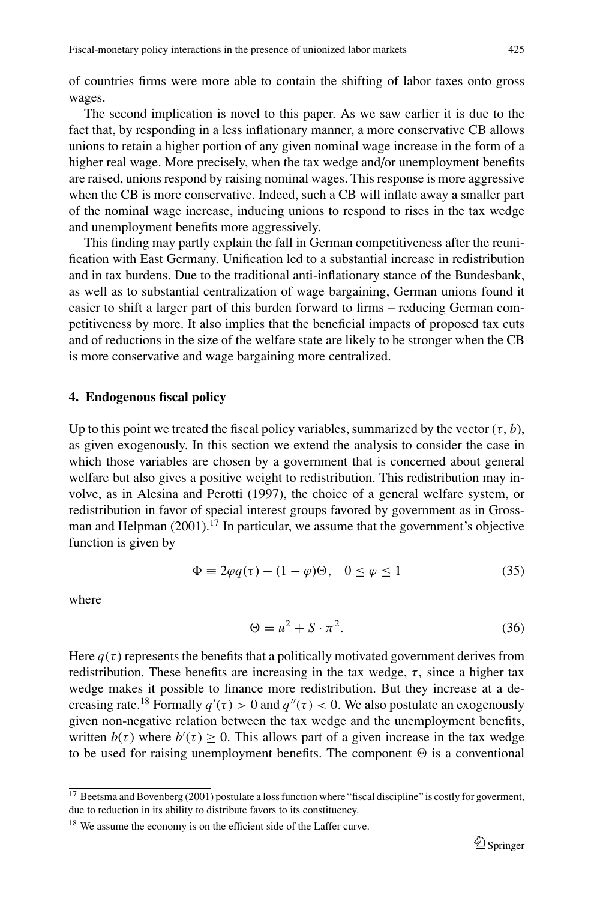of countries firms were more able to contain the shifting of labor taxes onto gross wages.

The second implication is novel to this paper. As we saw earlier it is due to the fact that, by responding in a less inflationary manner, a more conservative CB allows unions to retain a higher portion of any given nominal wage increase in the form of a higher real wage. More precisely, when the tax wedge and/or unemployment benefits are raised, unions respond by raising nominal wages. This response is more aggressive when the CB is more conservative. Indeed, such a CB will inflate away a smaller part of the nominal wage increase, inducing unions to respond to rises in the tax wedge and unemployment benefits more aggressively.

This finding may partly explain the fall in German competitiveness after the reunification with East Germany. Unification led to a substantial increase in redistribution and in tax burdens. Due to the traditional anti-inflationary stance of the Bundesbank, as well as to substantial centralization of wage bargaining, German unions found it easier to shift a larger part of this burden forward to firms – reducing German competitiveness by more. It also implies that the beneficial impacts of proposed tax cuts and of reductions in the size of the welfare state are likely to be stronger when the CB is more conservative and wage bargaining more centralized.

## 4. Endogenous fiscal policy

Up to this point we treated the fiscal policy variables, summarized by the vector $(\tau, b)$, as given exogenously. In this section we extend the analysis to consider the case in which those variables are chosen by a government that is concerned about general welfare but also gives a positive weight to redistribution. This redistribution may involve, as in Alesina and Perotti (1997), the choice of a general welfare system, or redistribution in favor of special interest groups favored by government as in Grossman and Helpman (2001).[17] In particular, we assume that the government's objective function is given by

$$\Phi \equiv 2\varphi q(\tau) - (1-\varphi)\Theta, \quad 0 \leq \varphi \leq 1 \tag{35}$$

where

$$\Theta = u^2 + S \cdot \pi^2. \tag{36}$$

Here $q(\tau)$ represents the benefits that a politically motivated government derives from redistribution. These benefits are increasing in the tax wedge, $\tau$, since a higher tax wedge makes it possible to finance more redistribution. But they increase at a decreasing rate.[18] Formally $q'(\tau) > 0$ and $q''(\tau) < 0$. We also postulate an exogenously given non-negative relation between the tax wedge and the unemployment benefits, written $b(\tau)$ where $b'(\tau) \geq 0$. This allows part of a given increase in the tax wedge to be used for raising unemployment benefits. The component $\Theta$ is a conventional

[17] Beetsma and Bovenberg (2001) postulate a loss function where "fiscal discipline" is costly for goverment, due to reduction in its ability to distribute favors to its constituency.

[18] We assume the economy is on the efficient side of the Laffer curve.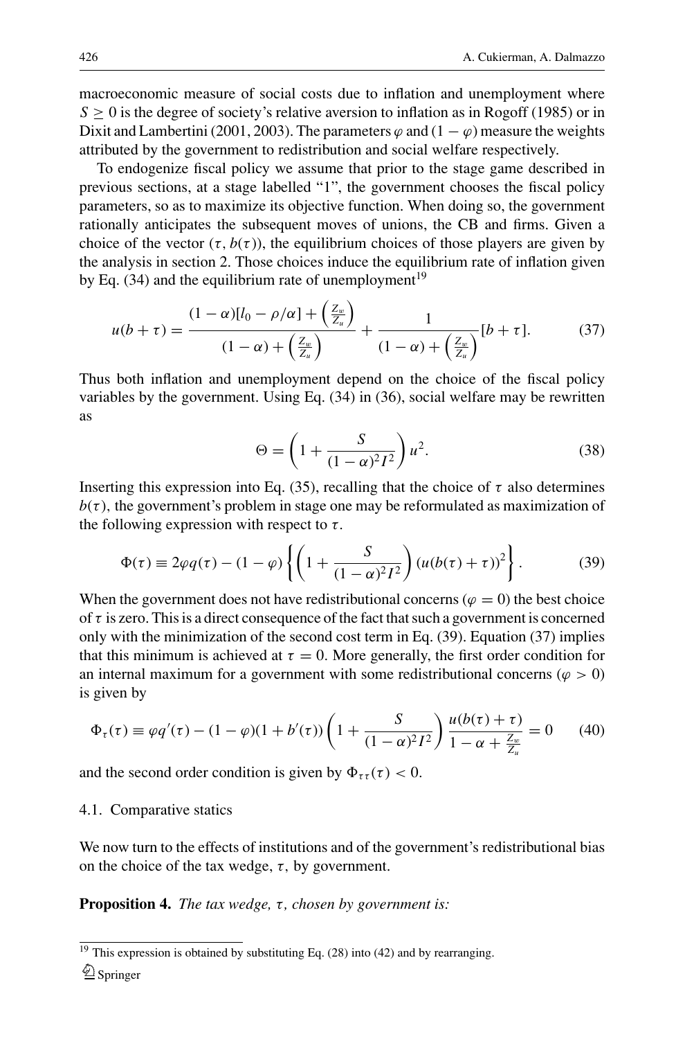macroeconomic measure of social costs due to inflation and unemployment where $S \geq 0$ is the degree of society's relative aversion to inflation as in Rogoff (1985) or in Dixit and Lambertini (2001, 2003). The parameters $\varphi$ and $(1-\varphi)$ measure the weights attributed by the government to redistribution and social welfare respectively.

To endogenize fiscal policy we assume that prior to the stage game described in previous sections, at a stage labelled "1", the government chooses the fiscal policy parameters, so as to maximize its objective function. When doing so, the government rationally anticipates the subsequent moves of unions, the CB and firms. Given a choice of the vector $(\tau, b(\tau))$, the equilibrium choices of those players are given by the analysis in section 2. Those choices induce the equilibrium rate of inflation given by Eq. (34) and the equilibrium rate of unemployment[19]

$$u(b+\tau) = \frac{(1-\alpha)[l_0 - \rho/\alpha] + \left(\frac{Z_w}{Z_u}\right)}{(1-\alpha) + \left(\frac{Z_w}{Z_u}\right)} + \frac{1}{(1-\alpha) + \left(\frac{Z_w}{Z_u}\right)}[b+\tau]. \tag{37}$$

Thus both inflation and unemployment depend on the choice of the fiscal policy variables by the government. Using Eq. (34) in (36), social welfare may be rewritten as

$$\Theta = \left(1 + \frac{S}{(1-\alpha)^2 I^2}\right) u^2. \tag{38}$$

Inserting this expression into Eq. (35), recalling that the choice of $\tau$ also determines $b(\tau)$, the government's problem in stage one may be reformulated as maximization of the following expression with respect to $\tau$.

$$\Phi(\tau) \equiv 2\varphi q(\tau) - (1-\varphi)\left\{\left(1 + \frac{S}{(1-\alpha)^2 I^2}\right)(u(b(\tau)+\tau))^2\right\}. \tag{39}$$

When the government does not have redistributional concerns ($\varphi = 0$) the best choice of $\tau$ is zero. This is a direct consequence of the fact that such a government is concerned only with the minimization of the second cost term in Eq. (39). Equation (37) implies that this minimum is achieved at $\tau = 0$. More generally, the first order condition for an internal maximum for a government with some redistributional concerns ($\varphi > 0$) is given by

$$\Phi_\tau(\tau) \equiv \varphi q'(\tau) - (1-\varphi)(1+b'(\tau))\left(1 + \frac{S}{(1-\alpha)^2 I^2}\right)\frac{u(b(\tau)+\tau)}{1-\alpha+\frac{Z_w}{Z_u}} = 0 \tag{40}$$

and the second order condition is given by $\Phi_{\tau\tau}(\tau) < 0$.

### 4.1. Comparative statics

We now turn to the effects of institutions and of the government's redistributional bias on the choice of the tax wedge, $\tau$, by government.

**Proposition 4.** *The tax wedge, $\tau$, chosen by government is:*

[19] This expression is obtained by substituting Eq. (28) into (42) and by rearranging.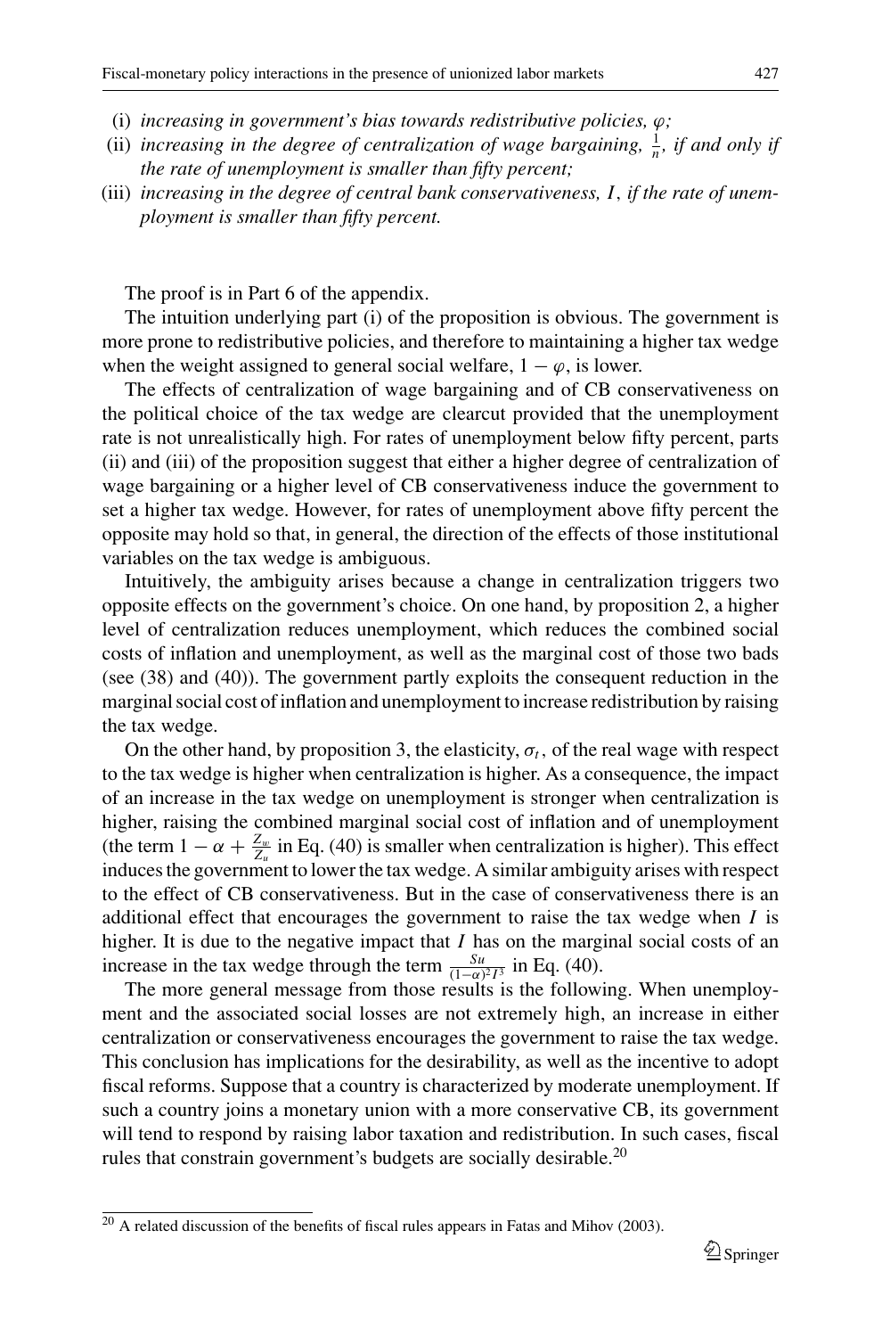(i) *increasing in government's bias towards redistributive policies, $\varphi$;*

(ii) *increasing in the degree of centralization of wage bargaining, $\frac{1}{n}$, if and only if the rate of unemployment is smaller than fifty percent;*

(iii) *increasing in the degree of central bank conservativeness, $I$, if the rate of unemployment is smaller than fifty percent.*

The proof is in Part 6 of the appendix.

The intuition underlying part (i) of the proposition is obvious. The government is more prone to redistributive policies, and therefore to maintaining a higher tax wedge when the weight assigned to general social welfare, $1 - \varphi$, is lower.

The effects of centralization of wage bargaining and of CB conservativeness on the political choice of the tax wedge are clearcut provided that the unemployment rate is not unrealistically high. For rates of unemployment below fifty percent, parts (ii) and (iii) of the proposition suggest that either a higher degree of centralization of wage bargaining or a higher level of CB conservativeness induce the government to set a higher tax wedge. However, for rates of unemployment above fifty percent the opposite may hold so that, in general, the direction of the effects of those institutional variables on the tax wedge is ambiguous.

Intuitively, the ambiguity arises because a change in centralization triggers two opposite effects on the government's choice. On one hand, by proposition 2, a higher level of centralization reduces unemployment, which reduces the combined social costs of inflation and unemployment, as well as the marginal cost of those two bads (see (38) and (40)). The government partly exploits the consequent reduction in the marginal social cost of inflation and unemployment to increase redistribution by raising the tax wedge.

On the other hand, by proposition 3, the elasticity, $\sigma_t$, of the real wage with respect to the tax wedge is higher when centralization is higher. As a consequence, the impact of an increase in the tax wedge on unemployment is stronger when centralization is higher, raising the combined marginal social cost of inflation and of unemployment (the term $1 - \alpha + \frac{Z_w}{Z_u}$ in Eq. (40) is smaller when centralization is higher). This effect induces the government to lower the tax wedge. A similar ambiguity arises with respect to the effect of CB conservativeness. But in the case of conservativeness there is an additional effect that encourages the government to raise the tax wedge when $I$ is higher. It is due to the negative impact that $I$ has on the marginal social costs of an increase in the tax wedge through the term $\frac{Su}{(1-\alpha)^2 I^3}$ in Eq. (40).

The more general message from those results is the following. When unemployment and the associated social losses are not extremely high, an increase in either centralization or conservativeness encourages the government to raise the tax wedge. This conclusion has implications for the desirability, as well as the incentive to adopt fiscal reforms. Suppose that a country is characterized by moderate unemployment. If such a country joins a monetary union with a more conservative CB, its government will tend to respond by raising labor taxation and redistribution. In such cases, fiscal rules that constrain government's budgets are socially desirable.[20]

[20] A related discussion of the benefits of fiscal rules appears in Fatas and Mihov (2003).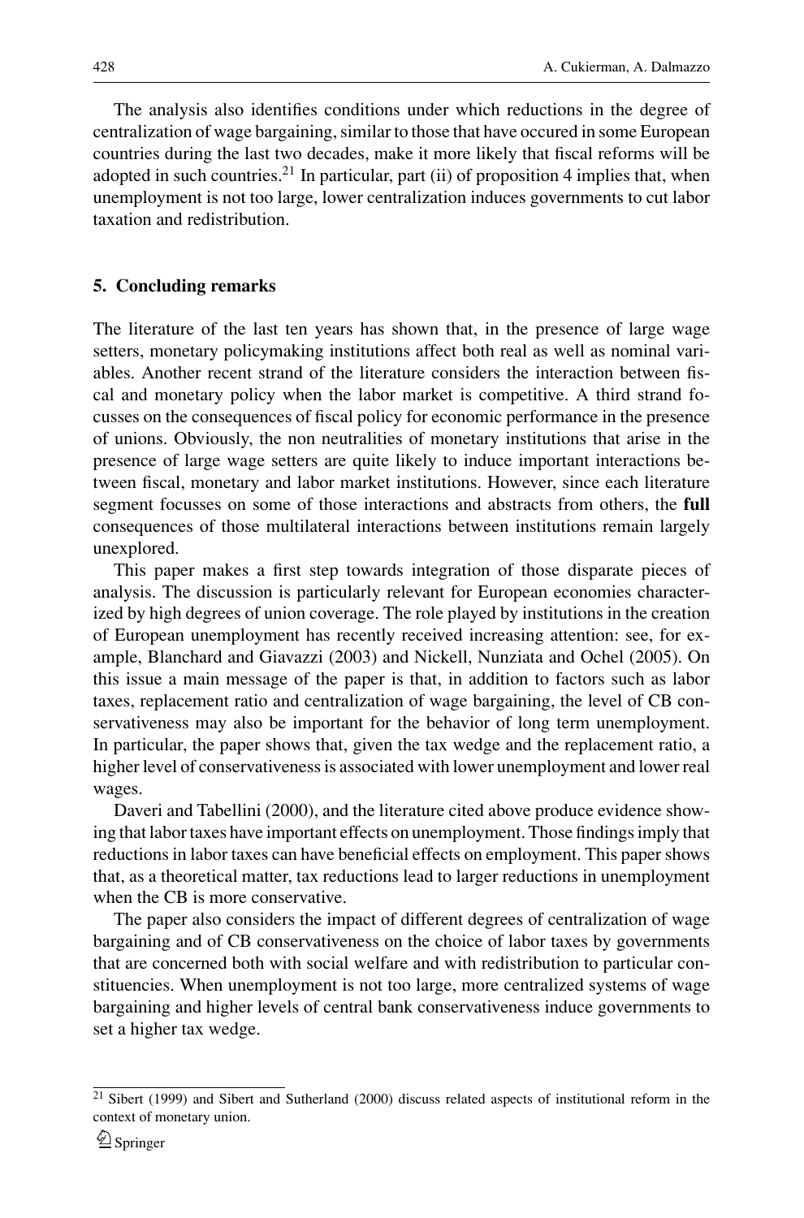The analysis also identifies conditions under which reductions in the degree of centralization of wage bargaining, similar to those that have occured in some European countries during the last two decades, make it more likely that fiscal reforms will be adopted in such countries.[21] In particular, part (ii) of proposition 4 implies that, when unemployment is not too large, lower centralization induces governments to cut labor taxation and redistribution.

## 5. Concluding remarks

The literature of the last ten years has shown that, in the presence of large wage setters, monetary policymaking institutions affect both real as well as nominal variables. Another recent strand of the literature considers the interaction between fiscal and monetary policy when the labor market is competitive. A third strand focusses on the consequences of fiscal policy for economic performance in the presence of unions. Obviously, the non neutralities of monetary institutions that arise in the presence of large wage setters are quite likely to induce important interactions between fiscal, monetary and labor market institutions. However, since each literature segment focusses on some of those interactions and abstracts from others, the **full** consequences of those multilateral interactions between institutions remain largely unexplored.

This paper makes a first step towards integration of those disparate pieces of analysis. The discussion is particularly relevant for European economies characterized by high degrees of union coverage. The role played by institutions in the creation of European unemployment has recently received increasing attention: see, for example, Blanchard and Giavazzi (2003) and Nickell, Nunziata and Ochel (2005). On this issue a main message of the paper is that, in addition to factors such as labor taxes, replacement ratio and centralization of wage bargaining, the level of CB conservativeness may also be important for the behavior of long term unemployment. In particular, the paper shows that, given the tax wedge and the replacement ratio, a higher level of conservativeness is associated with lower unemployment and lower real wages.

Daveri and Tabellini (2000), and the literature cited above produce evidence showing that labor taxes have important effects on unemployment. Those findings imply that reductions in labor taxes can have beneficial effects on employment. This paper shows that, as a theoretical matter, tax reductions lead to larger reductions in unemployment when the CB is more conservative.

The paper also considers the impact of different degrees of centralization of wage bargaining and of CB conservativeness on the choice of labor taxes by governments that are concerned both with social welfare and with redistribution to particular constituencies. When unemployment is not too large, more centralized systems of wage bargaining and higher levels of central bank conservativeness induce governments to set a higher tax wedge.

[21] Sibert (1999) and Sibert and Sutherland (2000) discuss related aspects of institutional reform in the context of monetary union.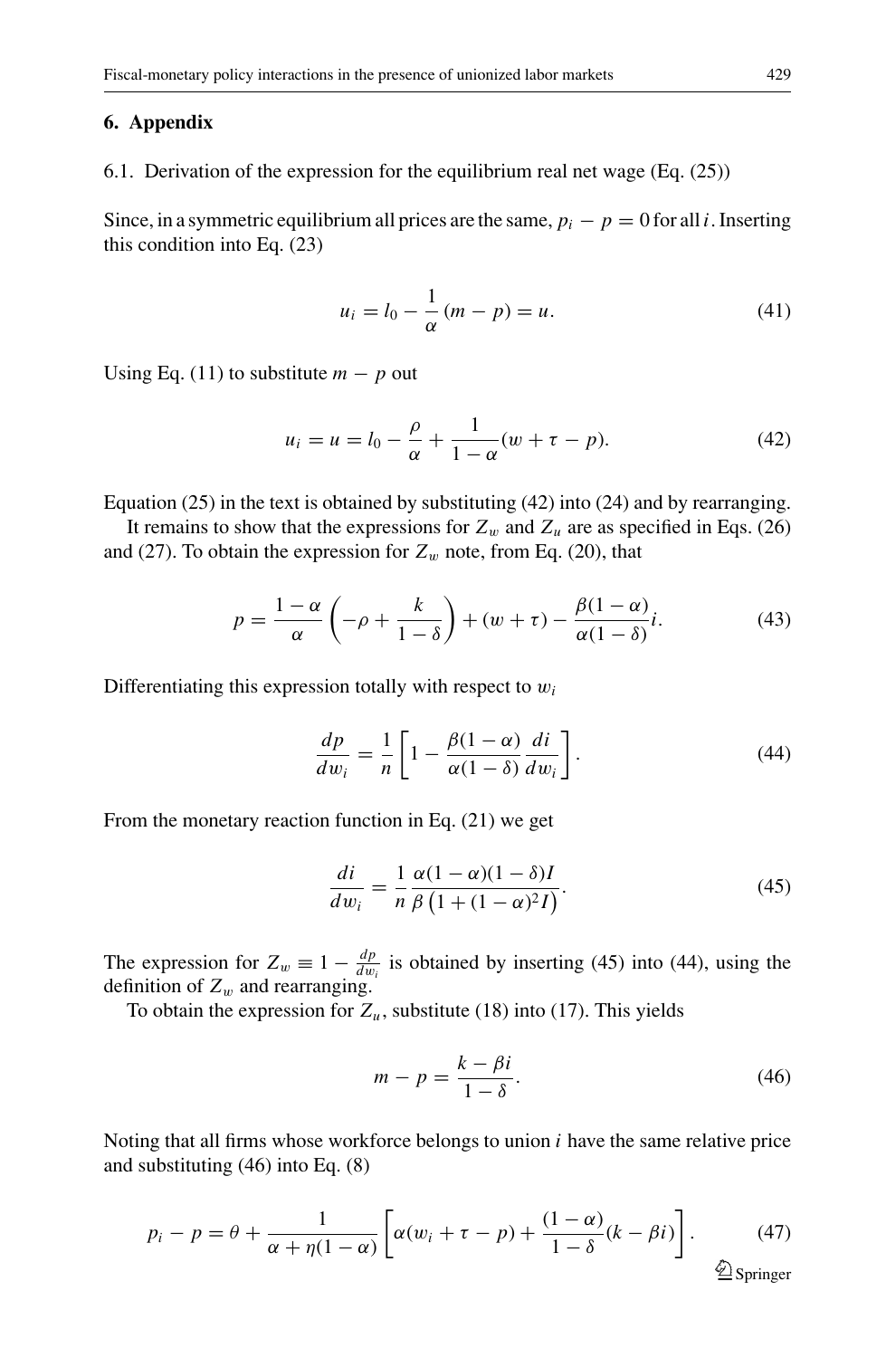## 6. Appendix

6.1. Derivation of the expression for the equilibrium real net wage (Eq. (25))

Since, in a symmetric equilibrium all prices are the same, $p_i - p = 0$ for all $i$. Inserting this condition into Eq. (23)

$$u_i = l_0 - \frac{1}{\alpha}(m - p) = u. \tag{41}$$

Using Eq. (11) to substitute $m - p$ out

$$u_i = u = l_0 - \frac{\rho}{\alpha} + \frac{1}{1-\alpha}(w + \tau - p). \tag{42}$$

Equation (25) in the text is obtained by substituting (42) into (24) and by rearranging.

It remains to show that the expressions for $Z_w$ and $Z_u$ are as specified in Eqs. (26) and (27). To obtain the expression for $Z_w$ note, from Eq. (20), that

$$p = \frac{1-\alpha}{\alpha}\left(-\rho + \frac{k}{1-\delta}\right) + (w + \tau) - \frac{\beta(1-\alpha)}{\alpha(1-\delta)}i. \tag{43}$$

Differentiating this expression totally with respect to $w_i$

$$\frac{dp}{dw_i} = \frac{1}{n}\left[1 - \frac{\beta(1-\alpha)}{\alpha(1-\delta)}\frac{di}{dw_i}\right]. \tag{44}$$

From the monetary reaction function in Eq. (21) we get

$$\frac{di}{dw_i} = \frac{1}{n}\frac{\alpha(1-\alpha)(1-\delta)I}{\beta\left(1 + (1-\alpha)^2 I\right)}. \tag{45}$$

The expression for $Z_w \equiv 1 - \frac{dp}{dw_i}$ is obtained by inserting (45) into (44), using the definition of $Z_w$ and rearranging.

To obtain the expression for $Z_u$, substitute (18) into (17). This yields

$$m - p = \frac{k - \beta i}{1-\delta}. \tag{46}$$

Noting that all firms whose workforce belongs to union $i$ have the same relative price and substituting (46) into Eq. (8)

$$p_i - p = \theta + \frac{1}{\alpha + \eta(1-\alpha)}\left[\alpha(w_i + \tau - p) + \frac{(1-\alpha)}{1-\delta}(k - \beta i)\right]. \tag{47}$$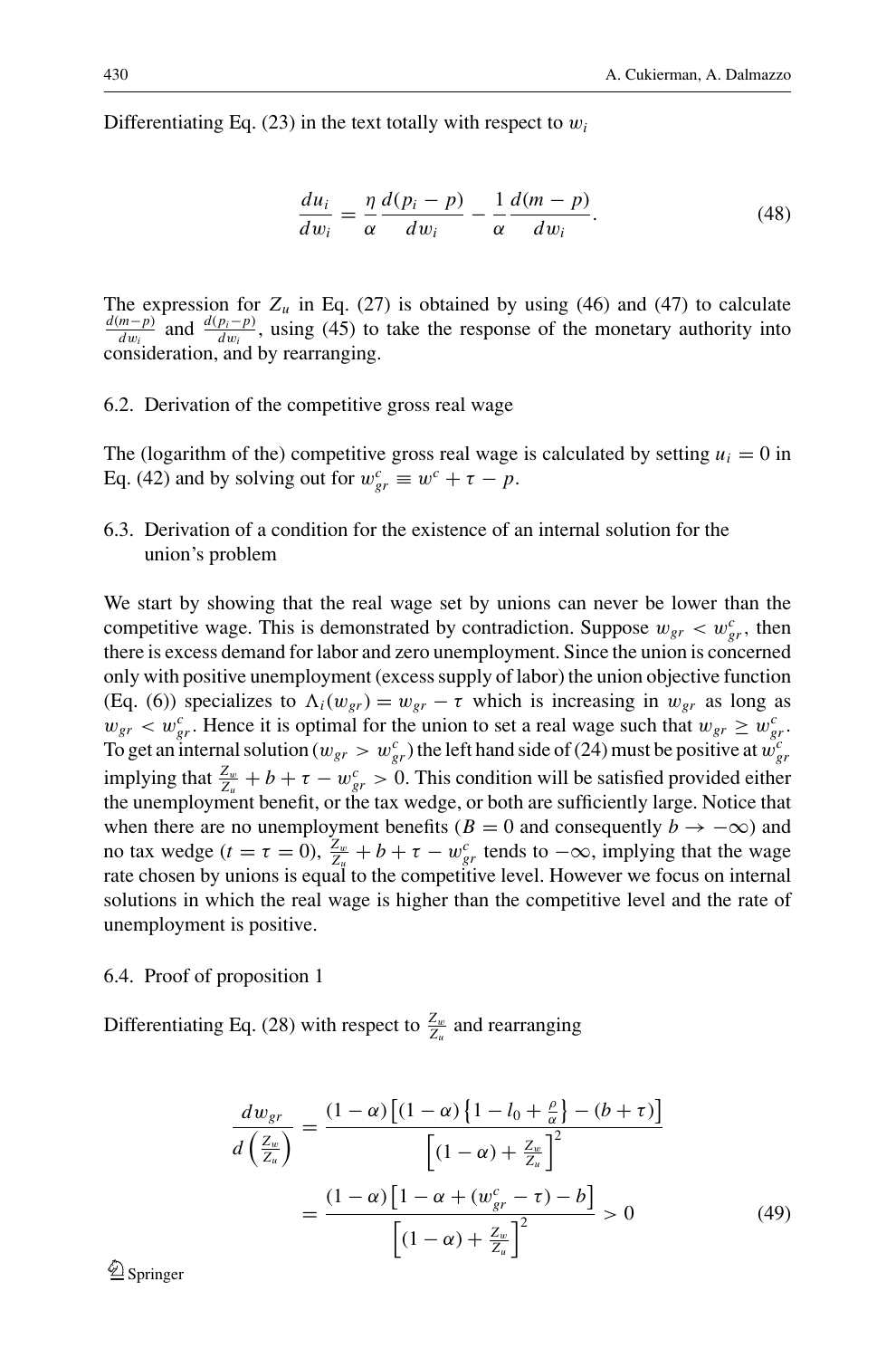Differentiating Eq. (23) in the text totally with respect to $w_i$

$$\frac{du_i}{dw_i} = \frac{\eta}{\alpha}\frac{d(p_i - p)}{dw_i} - \frac{1}{\alpha}\frac{d(m-p)}{dw_i}. \tag{48}$$

The expression for $Z_u$ in Eq. (27) is obtained by using (46) and (47) to calculate $\frac{d(m-p)}{dw_i}$ and $\frac{d(p_i-p)}{dw_i}$, using (45) to take the response of the monetary authority into consideration, and by rearranging.

### 6.2. Derivation of the competitive gross real wage

The (logarithm of the) competitive gross real wage is calculated by setting $u_i = 0$ in Eq. (42) and by solving out for $w_{gr}^c \equiv w^c + \tau - p$.

### 6.3. Derivation of a condition for the existence of an internal solution for the union's problem

We start by showing that the real wage set by unions can never be lower than the competitive wage. This is demonstrated by contradiction. Suppose $w_{gr} < w_{gr}^c$, then there is excess demand for labor and zero unemployment. Since the union is concerned only with positive unemployment (excess supply of labor) the union objective function (Eq. (6)) specializes to $\Lambda_i(w_{gr}) = w_{gr} - \tau$ which is increasing in $w_{gr}$ as long as $w_{gr} < w_{gr}^c$. Hence it is optimal for the union to set a real wage such that $w_{gr} \geq w_{gr}^c$. To get an internal solution ($w_{gr} > w_{gr}^c$) the left hand side of (24) must be positive at $w_{gr}^c$ implying that $\frac{Z_w}{Z_u} + b + \tau - w_{gr}^c > 0$. This condition will be satisfied provided either the unemployment benefit, or the tax wedge, or both are sufficiently large. Notice that when there are no unemployment benefits ($B = 0$ and consequently $b \to -\infty$) and no tax wedge ($t = \tau = 0$), $\frac{Z_w}{Z_u} + b + \tau - w_{gr}^c$ tends to $-\infty$, implying that the wage rate chosen by unions is equal to the competitive level. However we focus on internal solutions in which the real wage is higher than the competitive level and the rate of unemployment is positive.

### 6.4. Proof of proposition 1

Differentiating Eq. (28) with respect to $\frac{Z_w}{Z_u}$ and rearranging

$$\begin{aligned}\frac{dw_{gr}}{d\left(\frac{Z_w}{Z_u}\right)} &= \frac{(1-\alpha)\left[(1-\alpha)\left\{1 - l_0 + \frac{\rho}{\alpha}\right\} - (b+\tau)\right]}{\left[(1-\alpha) + \frac{Z_w}{Z_u}\right]^2} \\ &= \frac{(1-\alpha)\left[1 - \alpha + (w_{gr}^c - \tau) - b\right]}{\left[(1-\alpha) + \frac{Z_w}{Z_u}\right]^2} > 0\end{aligned} \tag{49}$$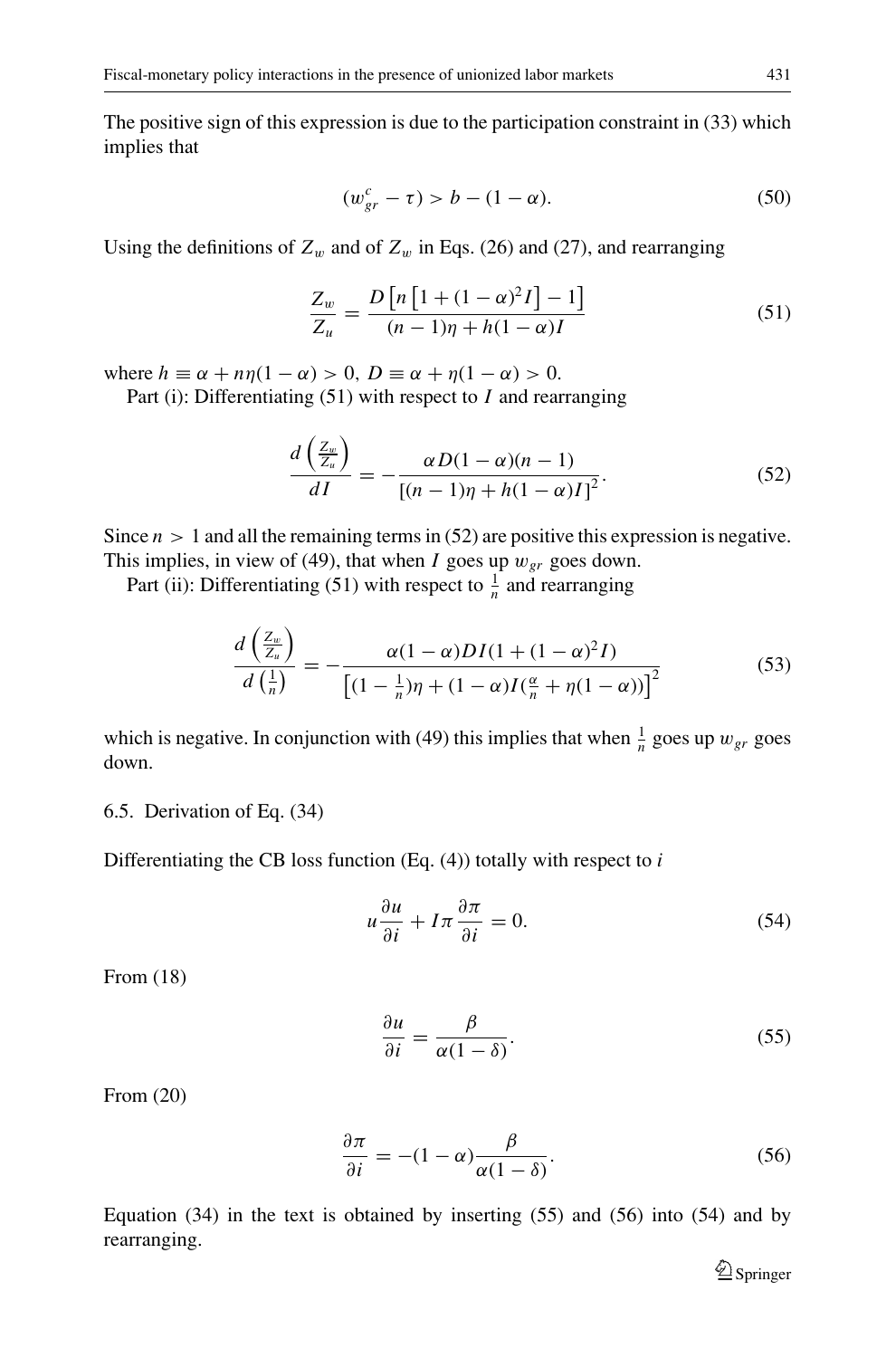The positive sign of this expression is due to the participation constraint in (33) which implies that

$$(w_{gr}^{c} - \tau) > b - (1 - \alpha). \tag{50}$$

Using the definitions of $Z_w$ and of $Z_w$ in Eqs. (26) and (27), and rearranging

$$\frac{Z_w}{Z_u} = \frac{D\left[n\left[1 + (1-\alpha)^2 I\right] - 1\right]}{(n-1)\eta + h(1-\alpha)I} \tag{51}$$

where $h \equiv \alpha + n\eta(1-\alpha) > 0$, $D \equiv \alpha + \eta(1-\alpha) > 0$.

Part (i): Differentiating (51) with respect to $I$ and rearranging

$$\frac{d\left(\frac{Z_w}{Z_u}\right)}{dI} = -\frac{\alpha D(1-\alpha)(n-1)}{\left[(n-1)\eta + h(1-\alpha)I\right]^2}. \tag{52}$$

Since $n > 1$ and all the remaining terms in (52) are positive this expression is negative. This implies, in view of (49), that when $I$ goes up $w_{gr}$ goes down.

Part (ii): Differentiating (51) with respect to $\frac{1}{n}$ and rearranging

$$\frac{d\left(\frac{Z_w}{Z_u}\right)}{d\left(\frac{1}{n}\right)} = -\frac{\alpha(1-\alpha)DI(1 + (1-\alpha)^2 I)}{\left[(1-\frac{1}{n})\eta + (1-\alpha)I(\frac{\alpha}{n} + \eta(1-\alpha))\right]^2} \tag{53}$$

which is negative. In conjunction with (49) this implies that when $\frac{1}{n}$ goes up $w_{gr}$ goes down.

### 6.5. Derivation of Eq. (34)

Differentiating the CB loss function (Eq. (4)) totally with respect to $i$

$$u\frac{\partial u}{\partial i} + I\pi\frac{\partial \pi}{\partial i} = 0. \tag{54}$$

From (18)

$$\frac{\partial u}{\partial i} = \frac{\beta}{\alpha(1-\delta)}. \tag{55}$$

From (20)

$$\frac{\partial \pi}{\partial i} = -(1-\alpha)\frac{\beta}{\alpha(1-\delta)}. \tag{56}$$

Equation (34) in the text is obtained by inserting (55) and (56) into (54) and by rearranging.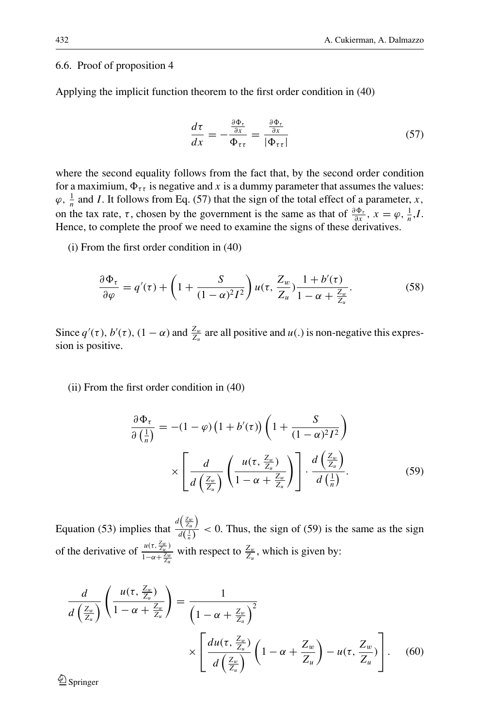### 6.6. Proof of proposition 4

Applying the implicit function theorem to the first order condition in (40)

$$\frac{d\tau}{dx} = -\frac{\frac{\partial \Phi_\tau}{\partial x}}{\Phi_{\tau\tau}} = \frac{\frac{\partial \Phi_\tau}{\partial x}}{|\Phi_{\tau\tau}|} \tag{57}$$

where the second equality follows from the fact that, by the second order condition for a maximium, $\Phi_{\tau\tau}$ is negative and $x$ is a dummy parameter that assumes the values: $\varphi$, $\frac{1}{n}$ and $I$. It follows from Eq. (57) that the sign of the total effect of a parameter, $x$, on the tax rate, $\tau$, chosen by the government is the same as that of $\frac{\partial \Phi_\tau}{\partial x}$, $x = \varphi, \frac{1}{n}, I$. Hence, to complete the proof we need to examine the signs of these derivatives.

(i) From the first order condition in (40)

$$\frac{\partial \Phi_\tau}{\partial \varphi} = q'(\tau) + \left(1 + \frac{S}{(1-\alpha)^2 I^2}\right) u(\tau, \frac{Z_w}{Z_u}) \frac{1 + b'(\tau)}{1 - \alpha + \frac{Z_w}{Z_u}}. \tag{58}$$

Since $q'(\tau)$, $b'(\tau)$, $(1-\alpha)$ and $\frac{Z_w}{Z_u}$ are all positive and $u(.)$ is non-negative this expression is positive.

(ii) From the first order condition in (40)

$$\frac{\partial \Phi_\tau}{\partial \left(\frac{1}{n}\right)} = -(1-\varphi)\left(1 + b'(\tau)\right)\left(1 + \frac{S}{(1-\alpha)^2 I^2}\right) \times \left[\frac{d}{d\left(\frac{Z_w}{Z_u}\right)}\left(\frac{u(\tau, \frac{Z_w}{Z_u})}{1 - \alpha + \frac{Z_w}{Z_u}}\right)\right] \cdot \frac{d\left(\frac{Z_w}{Z_u}\right)}{d\left(\frac{1}{n}\right)}. \tag{59}$$

Equation (53) implies that $\frac{d\left(\frac{Z_w}{Z_u}\right)}{d\left(\frac{1}{n}\right)} < 0$. Thus, the sign of (59) is the same as the sign of the derivative of $\frac{u(\tau, \frac{Z_w}{Z_u})}{1-\alpha+\frac{Z_w}{Z_u}}$ with respect to $\frac{Z_w}{Z_u}$, which is given by:

$$\frac{d}{d\left(\frac{Z_w}{Z_u}\right)}\left(\frac{u(\tau, \frac{Z_w}{Z_u})}{1 - \alpha + \frac{Z_w}{Z_u}}\right) = \frac{1}{\left(1 - \alpha + \frac{Z_w}{Z_u}\right)^2} \times \left[\frac{du(\tau, \frac{Z_w}{Z_u})}{d\left(\frac{Z_w}{Z_u}\right)}\left(1 - \alpha + \frac{Z_w}{Z_u}\right) - u(\tau, \frac{Z_w}{Z_u})\right]. \tag{60}$$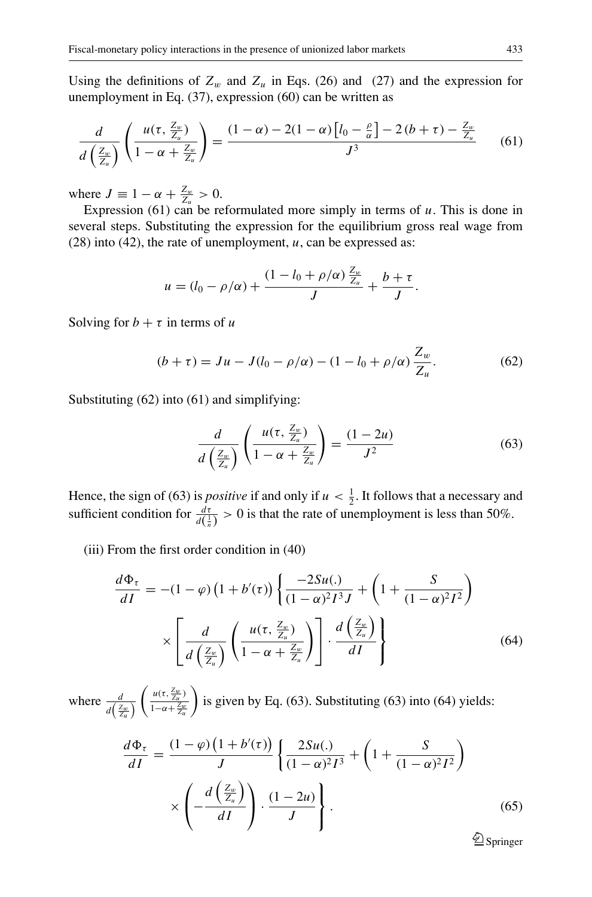Using the definitions of $Z_w$ and $Z_u$ in Eqs. (26) and (27) and the expression for unemployment in Eq. (37), expression (60) can be written as

$$\frac{d}{d\left(\frac{Z_w}{Z_u}\right)}\left(\frac{u(\tau, \frac{Z_w}{Z_u})}{1-\alpha+\frac{Z_w}{Z_u}}\right) = \frac{(1-\alpha) - 2(1-\alpha)\left[l_0 - \frac{\rho}{\alpha}\right] - 2\,(b+\tau) - \frac{Z_w}{Z_u}}{J^3} \tag{61}$$

where $J \equiv 1 - \alpha + \frac{Z_w}{Z_u} > 0$.

Expression (61) can be reformulated more simply in terms of $u$. This is done in several steps. Substituting the expression for the equilibrium gross real wage from (28) into (42), the rate of unemployment, $u$, can be expressed as:

$$u = (l_0 - \rho/\alpha) + \frac{(1 - l_0 + \rho/\alpha)\,\frac{Z_w}{Z_u}}{J} + \frac{b+\tau}{J}.$$

Solving for $b + \tau$ in terms of $u$

$$(b+\tau) = Ju - J(l_0 - \rho/\alpha) - (1 - l_0 + \rho/\alpha)\,\frac{Z_w}{Z_u}. \tag{62}$$

Substituting (62) into (61) and simplifying:

$$\frac{d}{d\left(\frac{Z_w}{Z_u}\right)}\left(\frac{u(\tau, \frac{Z_w}{Z_u})}{1-\alpha+\frac{Z_w}{Z_u}}\right) = \frac{(1-2u)}{J^2} \tag{63}$$

Hence, the sign of (63) is *positive* if and only if $u < \frac{1}{2}$. It follows that a necessary and sufficient condition for $\frac{d\tau}{d(\frac{1}{n})} > 0$ is that the rate of unemployment is less than 50%.

(iii) From the first order condition in (40)

$$\frac{d\Phi_\tau}{dI} = -(1-\varphi)\left(1+b'(\tau)\right)\left\{\frac{-2Su(.)}{(1-\alpha)^2 I^3 J} + \left(1 + \frac{S}{(1-\alpha)^2 I^2}\right) \times \left[\frac{d}{d\left(\frac{Z_w}{Z_u}\right)}\left(\frac{u(\tau, \frac{Z_w}{Z_u})}{1-\alpha+\frac{Z_w}{Z_u}}\right)\right] \cdot \frac{d\left(\frac{Z_w}{Z_u}\right)}{dI}\right\} \tag{64}$$

where $\frac{d}{d\left(\frac{Z_w}{Z_u}\right)}\left(\frac{u(\tau, \frac{Z_w}{Z_u})}{1-\alpha+\frac{Z_w}{Z_u}}\right)$ is given by Eq. (63). Substituting (63) into (64) yields:

$$\frac{d\Phi_\tau}{dI} = \frac{(1-\varphi)\left(1+b'(\tau)\right)}{J}\left\{\frac{2Su(.)}{(1-\alpha)^2 I^3} + \left(1 + \frac{S}{(1-\alpha)^2 I^2}\right) \times \left(-\frac{d\left(\frac{Z_w}{Z_u}\right)}{dI}\right) \cdot \frac{(1-2u)}{J}\right\}. \tag{65}$$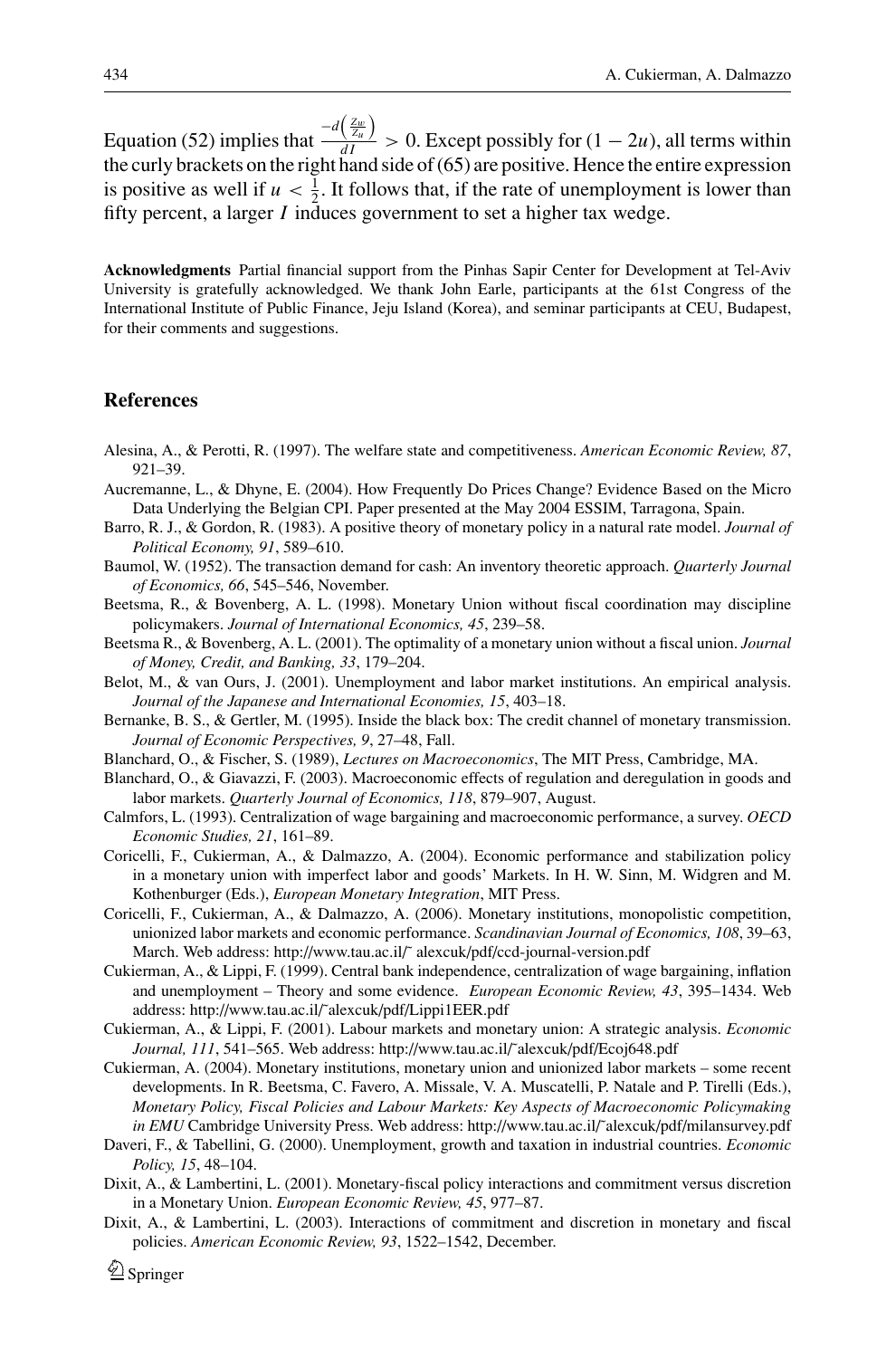Equation (52) implies that $\frac{-d\left(\frac{Z_w}{Z_u}\right)}{dI} > 0$. Except possibly for $(1 - 2u)$, all terms within the curly brackets on the right hand side of (65) are positive. Hence the entire expression is positive as well if $u < \frac{1}{2}$. It follows that, if the rate of unemployment is lower than fifty percent, a larger $I$ induces government to set a higher tax wedge.

**Acknowledgments** Partial financial support from the Pinhas Sapir Center for Development at Tel-Aviv University is gratefully acknowledged. We thank John Earle, participants at the 61st Congress of the International Institute of Public Finance, Jeju Island (Korea), and seminar participants at CEU, Budapest, for their comments and suggestions.

## References

Alesina, A., & Perotti, R. (1997). The welfare state and competitiveness. *American Economic Review, 87*, 921–39.

Aucremanne, L., & Dhyne, E. (2004). How Frequently Do Prices Change? Evidence Based on the Micro Data Underlying the Belgian CPI. Paper presented at the May 2004 ESSIM, Tarragona, Spain.

Barro, R. J., & Gordon, R. (1983). A positive theory of monetary policy in a natural rate model. *Journal of Political Economy, 91*, 589–610.

Baumol, W. (1952). The transaction demand for cash: An inventory theoretic approach. *Quarterly Journal of Economics, 66*, 545–546, November.

Beetsma, R., & Bovenberg, A. L. (1998). Monetary Union without fiscal coordination may discipline policymakers. *Journal of International Economics, 45*, 239–58.

Beetsma R., & Bovenberg, A. L. (2001). The optimality of a monetary union without a fiscal union. *Journal of Money, Credit, and Banking, 33*, 179–204.

Belot, M., & van Ours, J. (2001). Unemployment and labor market institutions. An empirical analysis. *Journal of the Japanese and International Economies, 15*, 403–18.

Bernanke, B. S., & Gertler, M. (1995). Inside the black box: The credit channel of monetary transmission. *Journal of Economic Perspectives, 9*, 27–48, Fall.

Blanchard, O., & Fischer, S. (1989), *Lectures on Macroeconomics*, The MIT Press, Cambridge, MA.

Blanchard, O., & Giavazzi, F. (2003). Macroeconomic effects of regulation and deregulation in goods and labor markets. *Quarterly Journal of Economics, 118*, 879–907, August.

Calmfors, L. (1993). Centralization of wage bargaining and macroeconomic performance, a survey. *OECD Economic Studies, 21*, 161–89.

Coricelli, F., Cukierman, A., & Dalmazzo, A. (2004). Economic performance and stabilization policy in a monetary union with imperfect labor and goods' Markets. In H. W. Sinn, M. Widgren and M. Kothenburger (Eds.), *European Monetary Integration*, MIT Press.

Coricelli, F., Cukierman, A., & Dalmazzo, A. (2006). Monetary institutions, monopolistic competition, unionized labor markets and economic performance. *Scandinavian Journal of Economics, 108*, 39–63, March. Web address: http://www.tau.ac.il/˜ alexcuk/pdf/ccd-journal-version.pdf

Cukierman, A., & Lippi, F. (1999). Central bank independence, centralization of wage bargaining, inflation and unemployment – Theory and some evidence. *European Economic Review, 43*, 395–1434. Web address: http://www.tau.ac.il/˜alexcuk/pdf/Lippi1EER.pdf

Cukierman, A., & Lippi, F. (2001). Labour markets and monetary union: A strategic analysis. *Economic Journal, 111*, 541–565. Web address: http://www.tau.ac.il/˜alexcuk/pdf/Ecoj648.pdf

Cukierman, A. (2004). Monetary institutions, monetary union and unionized labor markets – some recent developments. In R. Beetsma, C. Favero, A. Missale, V. A. Muscatelli, P. Natale and P. Tirelli (Eds.), *Monetary Policy, Fiscal Policies and Labour Markets: Key Aspects of Macroeconomic Policymaking in EMU* Cambridge University Press. Web address: http://www.tau.ac.il/˜alexcuk/pdf/milansurvey.pdf

Daveri, F., & Tabellini, G. (2000). Unemployment, growth and taxation in industrial countries. *Economic Policy, 15*, 48–104.

Dixit, A., & Lambertini, L. (2001). Monetary-fiscal policy interactions and commitment versus discretion in a Monetary Union. *European Economic Review, 45*, 977–87.

Dixit, A., & Lambertini, L. (2003). Interactions of commitment and discretion in monetary and fiscal policies. *American Economic Review, 93*, 1522–1542, December.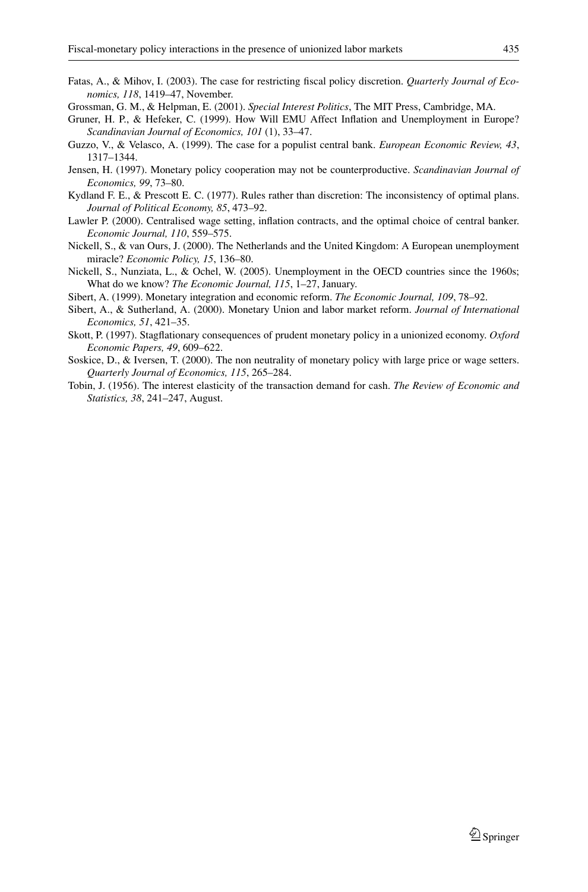Fatas, A., & Mihov, I. (2003). The case for restricting fiscal policy discretion. *Quarterly Journal of Economics, 118*, 1419–47, November.

Grossman, G. M., & Helpman, E. (2001). *Special Interest Politics*, The MIT Press, Cambridge, MA.

Gruner, H. P., & Hefeker, C. (1999). How Will EMU Affect Inflation and Unemployment in Europe? *Scandinavian Journal of Economics, 101* (1), 33–47.

Guzzo, V., & Velasco, A. (1999). The case for a populist central bank. *European Economic Review, 43*, 1317–1344.

Jensen, H. (1997). Monetary policy cooperation may not be counterproductive. *Scandinavian Journal of Economics, 99*, 73–80.

Kydland F. E., & Prescott E. C. (1977). Rules rather than discretion: The inconsistency of optimal plans. *Journal of Political Economy, 85*, 473–92.

Lawler P. (2000). Centralised wage setting, inflation contracts, and the optimal choice of central banker. *Economic Journal, 110*, 559–575.

Nickell, S., & van Ours, J. (2000). The Netherlands and the United Kingdom: A European unemployment miracle? *Economic Policy, 15*, 136–80.

Nickell, S., Nunziata, L., & Ochel, W. (2005). Unemployment in the OECD countries since the 1960s; What do we know? *The Economic Journal, 115*, 1–27, January.

Sibert, A. (1999). Monetary integration and economic reform. *The Economic Journal, 109*, 78–92.

Sibert, A., & Sutherland, A. (2000). Monetary Union and labor market reform. *Journal of International Economics, 51*, 421–35.

Skott, P. (1997). Stagflationary consequences of prudent monetary policy in a unionized economy. *Oxford Economic Papers, 49*, 609–622.

Soskice, D., & Iversen, T. (2000). The non neutrality of monetary policy with large price or wage setters. *Quarterly Journal of Economics, 115*, 265–284.

Tobin, J. (1956). The interest elasticity of the transaction demand for cash. *The Review of Economic and Statistics, 38*, 241–247, August.